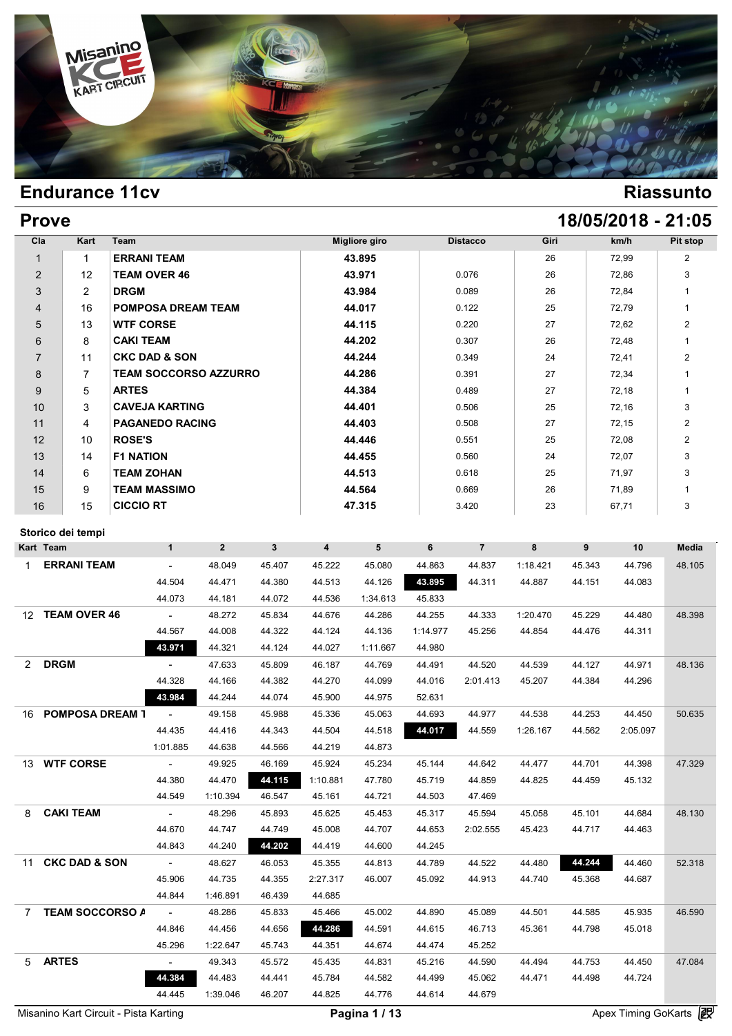## Endurance 11cv — Riassunto

## Prove — 18/05/2018 - 21:05

| Cla | Kart | Team | Migliore giro | Distacco | Giri | km/h | Pit stop |
|---|---|---|---|---|---|---|---|
| 1 | 1 | **ERRANI TEAM** | **43.895** | | 26 | 72,99 | 2 |
| 2 | 12 | **TEAM OVER 46** | **43.971** | 0.076 | 26 | 72,86 | 3 |
| 3 | 2 | **DRGM** | **43.984** | 0.089 | 26 | 72,84 | 1 |
| 4 | 16 | **POMPOSA DREAM TEAM** | **44.017** | 0.122 | 25 | 72,79 | 1 |
| 5 | 13 | **WTF CORSE** | **44.115** | 0.220 | 27 | 72,62 | 2 |
| 6 | 8 | **CAKI TEAM** | **44.202** | 0.307 | 26 | 72,48 | 1 |
| 7 | 11 | **CKC DAD & SON** | **44.244** | 0.349 | 24 | 72,41 | 2 |
| 8 | 7 | **TEAM SOCCORSO AZZURRO** | **44.286** | 0.391 | 27 | 72,34 | 1 |
| 9 | 5 | **ARTES** | **44.384** | 0.489 | 27 | 72,18 | 1 |
| 10 | 3 | **CAVEJA KARTING** | **44.401** | 0.506 | 25 | 72,16 | 3 |
| 11 | 4 | **PAGANEDO RACING** | **44.403** | 0.508 | 27 | 72,15 | 2 |
| 12 | 10 | **ROSE'S** | **44.446** | 0.551 | 25 | 72,08 | 2 |
| 13 | 14 | **F1 NATION** | **44.455** | 0.560 | 24 | 72,07 | 3 |
| 14 | 6 | **TEAM ZOHAN** | **44.513** | 0.618 | 25 | 71,97 | 3 |
| 15 | 9 | **TEAM MASSIMO** | **44.564** | 0.669 | 26 | 71,89 | 1 |
| 16 | 15 | **CICCIO RT** | **47.315** | 3.420 | 23 | 67,71 | 3 |

### Storico dei tempi

| Kart | Team | 1 | 2 | 3 | 4 | 5 | 6 | 7 | 8 | 9 | 10 | Media |
|---|---|---|---|---|---|---|---|---|---|---|---|---|
| 1 | **ERRANI TEAM** | - | 48.049 | 45.407 | 45.222 | 45.080 | 44.863 | 44.837 | 1:18.421 | 45.343 | 44.796 | 48.105 |
| | | 44.504 | 44.471 | 44.380 | 44.513 | 44.126 | **43.895** | 44.311 | 44.887 | 44.151 | 44.083 | |
| | | 44.073 | 44.181 | 44.072 | 44.536 | 1:34.613 | 45.833 | | | | | |
| 12 | **TEAM OVER 46** | - | 48.272 | 45.834 | 44.676 | 44.286 | 44.255 | 44.333 | 1:20.470 | 45.229 | 44.480 | 48.398 |
| | | 44.567 | 44.008 | 44.322 | 44.124 | 44.136 | 1:14.977 | 45.256 | 44.854 | 44.476 | 44.311 | |
| | | **43.971** | 44.321 | 44.124 | 44.027 | 1:11.667 | 44.980 | | | | | |
| 2 | **DRGM** | - | 47.633 | 45.809 | 46.187 | 44.769 | 44.491 | 44.520 | 44.539 | 44.127 | 44.971 | 48.136 |
| | | 44.328 | 44.166 | 44.382 | 44.270 | 44.099 | 44.016 | 2:01.413 | 45.207 | 44.384 | 44.296 | |
| | | **43.984** | 44.244 | 44.074 | 45.900 | 44.975 | 52.631 | | | | | |
| 16 | **POMPOSA DREAM T** | - | 49.158 | 45.988 | 45.336 | 45.063 | 44.693 | 44.977 | 44.538 | 44.253 | 44.450 | 50.635 |
| | | 44.435 | 44.416 | 44.343 | 44.504 | 44.518 | **44.017** | 44.559 | 1:26.167 | 44.562 | 2:05.097 | |
| | | 1:01.885 | 44.638 | 44.566 | 44.219 | 44.873 | | | | | | |
| 13 | **WTF CORSE** | - | 49.925 | 46.169 | 45.924 | 45.234 | 45.144 | 44.642 | 44.477 | 44.701 | 44.398 | 47.329 |
| | | 44.380 | 44.470 | **44.115** | 1:10.881 | 47.780 | 45.719 | 44.859 | 44.825 | 44.459 | 45.132 | |
| | | 44.549 | 1:10.394 | 46.547 | 45.161 | 44.721 | 44.503 | 47.469 | | | | |
| 8 | **CAKI TEAM** | - | 48.296 | 45.893 | 45.625 | 45.453 | 45.317 | 45.594 | 45.058 | 45.101 | 44.684 | 48.130 |
| | | 44.670 | 44.747 | 44.749 | 45.008 | 44.707 | 44.653 | 2:02.555 | 45.423 | 44.717 | 44.463 | |
| | | 44.843 | 44.240 | **44.202** | 44.419 | 44.600 | 44.245 | | | | | |
| 11 | **CKC DAD & SON** | - | 48.627 | 46.053 | 45.355 | 44.813 | 44.789 | 44.522 | 44.480 | **44.244** | 44.460 | 52.318 |
| | | 45.906 | 44.735 | 44.355 | 2:27.317 | 46.007 | 45.092 | 44.913 | 44.740 | 45.368 | 44.687 | |
| | | 44.844 | 1:46.891 | 46.439 | 44.685 | | | | | | | |
| 7 | **TEAM SOCCORSO A** | - | 48.286 | 45.833 | 45.466 | 45.002 | 44.890 | 45.089 | 44.501 | 44.585 | 45.935 | 46.590 |
| | | 44.846 | 44.456 | 44.656 | **44.286** | 44.591 | 44.615 | 46.713 | 45.361 | 44.798 | 45.018 | |
| | | 45.296 | 1:22.647 | 45.743 | 44.351 | 44.674 | 44.474 | 45.252 | | | | |
| 5 | **ARTES** | - | 49.343 | 45.572 | 45.435 | 44.831 | 45.216 | 44.590 | 44.494 | 44.753 | 44.450 | 47.084 |
| | | **44.384** | 44.483 | 44.441 | 45.784 | 44.582 | 44.499 | 45.062 | 44.471 | 44.498 | 44.724 | |
| | | 44.445 | 1:39.046 | 46.207 | 44.825 | 44.776 | 44.614 | 44.679 | | | | |

Misanino Kart Circuit - Pista Karting — Apex Timing GoKarts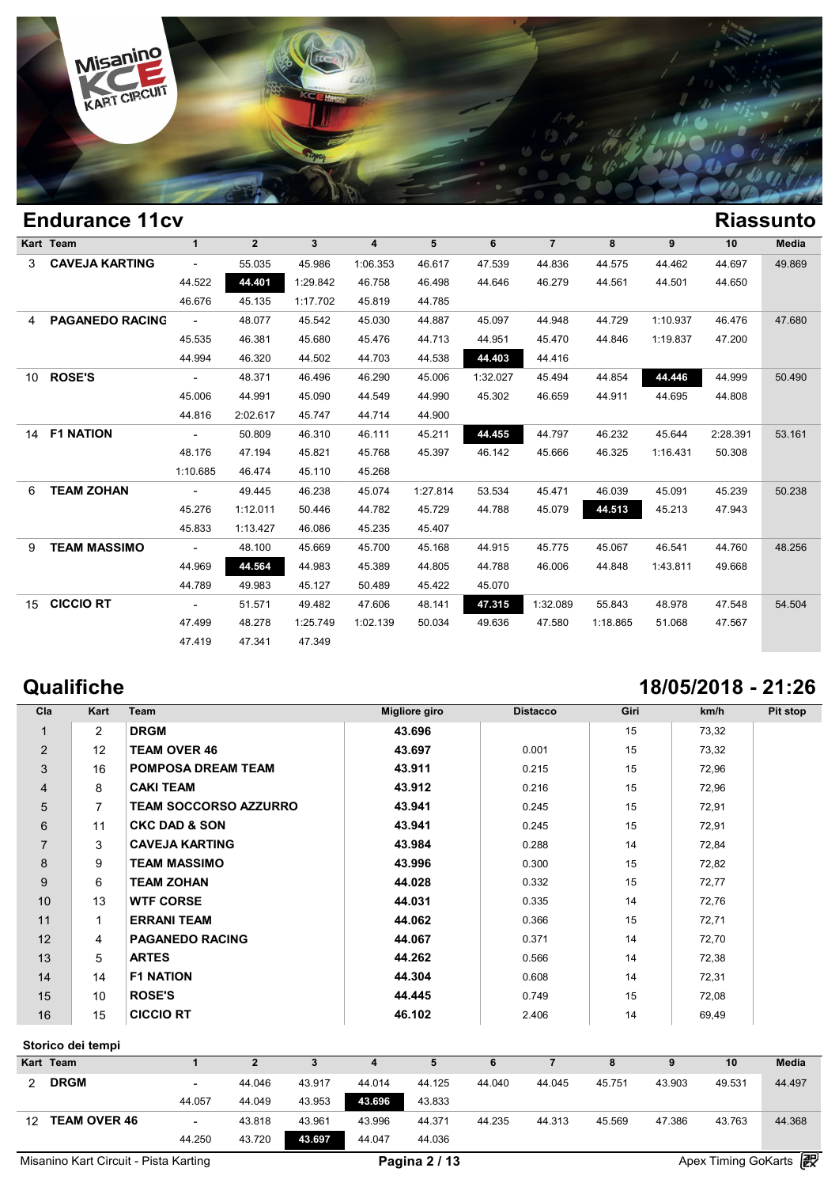## Endurance 11cv

**Riassunto**

| Kart | Team | 1 | 2 | 3 | 4 | 5 | 6 | 7 | 8 | 9 | 10 | Media |
|---|---|---|---|---|---|---|---|---|---|---|---|---|
| 3 | **CAVEJA KARTING** | - | 55.035 | 45.986 | 1:06.353 | 46.617 | 47.539 | 44.836 | 44.575 | 44.462 | 44.697 | 49.869 |
| | | 44.522 | **44.401** | 1:29.842 | 46.758 | 46.498 | 44.646 | 46.279 | 44.561 | 44.501 | 44.650 | |
| | | 46.676 | 45.135 | 1:17.702 | 45.819 | 44.785 | | | | | | |
| 4 | **PAGANEDO RACING** | - | 48.077 | 45.542 | 45.030 | 44.887 | 45.097 | 44.948 | 44.729 | 1:10.937 | 46.476 | 47.680 |
| | | 45.535 | 46.381 | 45.680 | 45.476 | 44.713 | 44.951 | 45.470 | 44.846 | 1:19.837 | 47.200 | |
| | | 44.994 | 46.320 | 44.502 | 44.703 | 44.538 | **44.403** | 44.416 | | | | |
| 10 | **ROSE'S** | - | 48.371 | 46.496 | 46.290 | 45.006 | 1:32.027 | 45.494 | 44.854 | **44.446** | 44.999 | 50.490 |
| | | 45.006 | 44.991 | 45.090 | 44.549 | 44.990 | 45.302 | 46.659 | 44.911 | 44.695 | 44.808 | |
| | | 44.816 | 2:02.617 | 45.747 | 44.714 | 44.900 | | | | | | |
| 14 | **F1 NATION** | - | 50.809 | 46.310 | 46.111 | 45.211 | **44.455** | 44.797 | 46.232 | 45.644 | 2:28.391 | 53.161 |
| | | 48.176 | 47.194 | 45.821 | 45.768 | 45.397 | 46.142 | 45.666 | 46.325 | 1:16.431 | 50.308 | |
| | | 1:10.685 | 46.474 | 45.110 | 45.268 | | | | | | | |
| 6 | **TEAM ZOHAN** | - | 49.445 | 46.238 | 45.074 | 1:27.814 | 53.534 | 45.471 | 46.039 | 45.091 | 45.239 | 50.238 |
| | | 45.276 | 1:12.011 | 50.446 | 44.782 | 45.729 | 44.788 | 45.079 | **44.513** | 45.213 | 47.943 | |
| | | 45.833 | 1:13.427 | 46.086 | 45.235 | 45.407 | | | | | | |
| 9 | **TEAM MASSIMO** | - | 48.100 | 45.669 | 45.700 | 45.168 | 44.915 | 45.775 | 45.067 | 46.541 | 44.760 | 48.256 |
| | | 44.969 | **44.564** | 44.983 | 45.389 | 44.805 | 44.788 | 46.006 | 44.848 | 1:43.811 | 49.668 | |
| | | 44.789 | 49.983 | 45.127 | 50.489 | 45.422 | 45.070 | | | | | |
| 15 | **CICCIO RT** | - | 51.571 | 49.482 | 47.606 | 48.141 | **47.315** | 1:32.089 | 55.843 | 48.978 | 47.548 | 54.504 |
| | | 47.499 | 48.278 | 1:25.749 | 1:02.139 | 50.034 | 49.636 | 47.580 | 1:18.865 | 51.068 | 47.567 | |
| | | 47.419 | 47.341 | 47.349 | | | | | | | | |

## Qualifiche

**18/05/2018 - 21:26**

| Cla | Kart | Team | Migliore giro | Distacco | Giri | km/h | Pit stop |
|---|---|---|---|---|---|---|---|
| 1 | 2 | **DRGM** | **43.696** | | 15 | 73,32 | |
| 2 | 12 | **TEAM OVER 46** | **43.697** | 0.001 | 15 | 73,32 | |
| 3 | 16 | **POMPOSA DREAM TEAM** | **43.911** | 0.215 | 15 | 72,96 | |
| 4 | 8 | **CAKI TEAM** | **43.912** | 0.216 | 15 | 72,96 | |
| 5 | 7 | **TEAM SOCCORSO AZZURRO** | **43.941** | 0.245 | 15 | 72,91 | |
| 6 | 11 | **CKC DAD & SON** | **43.941** | 0.245 | 15 | 72,91 | |
| 7 | 3 | **CAVEJA KARTING** | **43.984** | 0.288 | 14 | 72,84 | |
| 8 | 9 | **TEAM MASSIMO** | **43.996** | 0.300 | 15 | 72,82 | |
| 9 | 6 | **TEAM ZOHAN** | **44.028** | 0.332 | 15 | 72,77 | |
| 10 | 13 | **WTF CORSE** | **44.031** | 0.335 | 14 | 72,76 | |
| 11 | 1 | **ERRANI TEAM** | **44.062** | 0.366 | 15 | 72,71 | |
| 12 | 4 | **PAGANEDO RACING** | **44.067** | 0.371 | 14 | 72,70 | |
| 13 | 5 | **ARTES** | **44.262** | 0.566 | 14 | 72,38 | |
| 14 | 14 | **F1 NATION** | **44.304** | 0.608 | 14 | 72,31 | |
| 15 | 10 | **ROSE'S** | **44.445** | 0.749 | 15 | 72,08 | |
| 16 | 15 | **CICCIO RT** | **46.102** | 2.406 | 14 | 69,49 | |

### Storico dei tempi

| Kart | Team | 1 | 2 | 3 | 4 | 5 | 6 | 7 | 8 | 9 | 10 | Media |
|---|---|---|---|---|---|---|---|---|---|---|---|---|
| 2 | **DRGM** | - | 44.046 | 43.917 | 44.014 | 44.125 | 44.040 | 44.045 | 45.751 | 43.903 | 49.531 | 44.497 |
| | | 44.057 | 44.049 | 43.953 | **43.696** | 43.833 | | | | | | |
| 12 | **TEAM OVER 46** | - | 43.818 | 43.961 | 43.996 | 44.371 | 44.235 | 44.313 | 45.569 | 47.386 | 43.763 | 44.368 |
| | | 44.250 | 43.720 | **43.697** | 44.047 | 44.036 | | | | | | |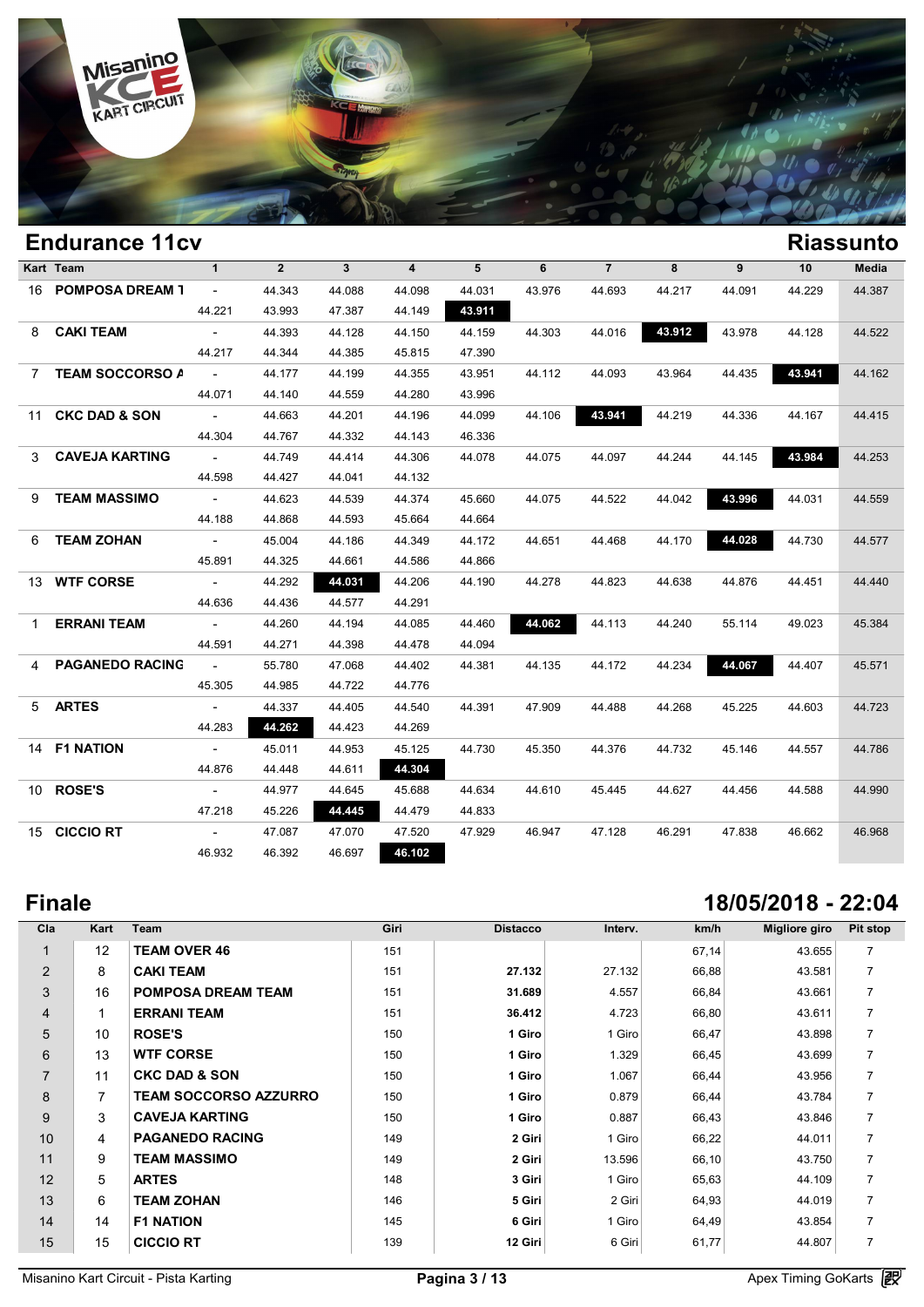## Endurance 11cv

## Riassunto

| Kart | Team | 1 | 2 | 3 | 4 | 5 | 6 | 7 | 8 | 9 | 10 | Media |
|---|---|---|---|---|---|---|---|---|---|---|---|---|
| 16 | POMPOSA DREAM T | - | 44.343 | 44.088 | 44.098 | 44.031 | 43.976 | 44.693 | 44.217 | 44.091 | 44.229 | 44.387 |
| | | 44.221 | 43.993 | 47.387 | 44.149 | **43.911** | | | | | | |
| 8 | CAKI TEAM | - | 44.393 | 44.128 | 44.150 | 44.159 | 44.303 | 44.016 | **43.912** | 43.978 | 44.128 | 44.522 |
| | | 44.217 | 44.344 | 44.385 | 45.815 | 47.390 | | | | | | |
| 7 | TEAM SOCCORSO A | - | 44.177 | 44.199 | 44.355 | 43.951 | 44.112 | 44.093 | 43.964 | 44.435 | **43.941** | 44.162 |
| | | 44.071 | 44.140 | 44.559 | 44.280 | 43.996 | | | | | | |
| 11 | CKC DAD & SON | - | 44.663 | 44.201 | 44.196 | 44.099 | 44.106 | **43.941** | 44.219 | 44.336 | 44.167 | 44.415 |
| | | 44.304 | 44.767 | 44.332 | 44.143 | 46.336 | | | | | | |
| 3 | CAVEJA KARTING | - | 44.749 | 44.414 | 44.306 | 44.078 | 44.075 | 44.097 | 44.244 | 44.145 | **43.984** | 44.253 |
| | | 44.598 | 44.427 | 44.041 | 44.132 | | | | | | | |
| 9 | TEAM MASSIMO | - | 44.623 | 44.539 | 44.374 | 45.660 | 44.075 | 44.522 | 44.042 | **43.996** | 44.031 | 44.559 |
| | | 44.188 | 44.868 | 44.593 | 45.664 | 44.664 | | | | | | |
| 6 | TEAM ZOHAN | - | 45.004 | 44.186 | 44.349 | 44.172 | 44.651 | 44.468 | 44.170 | **44.028** | 44.730 | 44.577 |
| | | 45.891 | 44.325 | 44.661 | 44.586 | 44.866 | | | | | | |
| 13 | WTF CORSE | - | 44.292 | **44.031** | 44.206 | 44.190 | 44.278 | 44.823 | 44.638 | 44.876 | 44.451 | 44.440 |
| | | 44.636 | 44.436 | 44.577 | 44.291 | | | | | | | |
| 1 | ERRANI TEAM | - | 44.260 | 44.194 | 44.085 | 44.460 | **44.062** | 44.113 | 44.240 | 55.114 | 49.023 | 45.384 |
| | | 44.591 | 44.271 | 44.398 | 44.478 | 44.094 | | | | | | |
| 4 | PAGANEDO RACING | - | 55.780 | 47.068 | 44.402 | 44.381 | 44.135 | 44.172 | 44.234 | **44.067** | 44.407 | 45.571 |
| | | 45.305 | 44.985 | 44.722 | 44.776 | | | | | | | |
| 5 | ARTES | - | 44.337 | 44.405 | 44.540 | 44.391 | 47.909 | 44.488 | 44.268 | 45.225 | 44.603 | 44.723 |
| | | 44.283 | **44.262** | 44.423 | 44.269 | | | | | | | |
| 14 | F1 NATION | - | 45.011 | 44.953 | 45.125 | 44.730 | 45.350 | 44.376 | 44.732 | 45.146 | 44.557 | 44.786 |
| | | 44.876 | 44.448 | 44.611 | **44.304** | | | | | | | |
| 10 | ROSE'S | - | 44.977 | 44.645 | 45.688 | 44.634 | 44.610 | 45.445 | 44.627 | 44.456 | 44.588 | 44.990 |
| | | 47.218 | 45.226 | **44.445** | 44.479 | 44.833 | | | | | | |
| 15 | CICCIO RT | - | 47.087 | 47.070 | 47.520 | 47.929 | 46.947 | 47.128 | 46.291 | 47.838 | 46.662 | 46.968 |
| | | 46.932 | 46.392 | 46.697 | **46.102** | | | | | | | |

## Finale

## 18/05/2018 - 22:04

| Cla | Kart | Team | Giri | Distacco | Interv. | km/h | Migliore giro | Pit stop |
|---|---|---|---|---|---|---|---|---|
| 1 | 12 | TEAM OVER 46 | 151 | | | 67,14 | 43.655 | 7 |
| 2 | 8 | CAKI TEAM | 151 | 27.132 | 27.132 | 66,88 | 43.581 | 7 |
| 3 | 16 | POMPOSA DREAM TEAM | 151 | 31.689 | 4.557 | 66,84 | 43.661 | 7 |
| 4 | 1 | ERRANI TEAM | 151 | 36.412 | 4.723 | 66,80 | 43.611 | 7 |
| 5 | 10 | ROSE'S | 150 | 1 Giro | 1 Giro | 66,47 | 43.898 | 7 |
| 6 | 13 | WTF CORSE | 150 | 1 Giro | 1.329 | 66,45 | 43.699 | 7 |
| 7 | 11 | CKC DAD & SON | 150 | 1 Giro | 1.067 | 66,44 | 43.956 | 7 |
| 8 | 7 | TEAM SOCCORSO AZZURRO | 150 | 1 Giro | 0.879 | 66,44 | 43.784 | 7 |
| 9 | 3 | CAVEJA KARTING | 150 | 1 Giro | 0.887 | 66,43 | 43.846 | 7 |
| 10 | 4 | PAGANEDO RACING | 149 | 2 Giri | 1 Giro | 66,22 | 44.011 | 7 |
| 11 | 9 | TEAM MASSIMO | 149 | 2 Giri | 13.596 | 66,10 | 43.750 | 7 |
| 12 | 5 | ARTES | 148 | 3 Giri | 1 Giro | 65,63 | 44.109 | 7 |
| 13 | 6 | TEAM ZOHAN | 146 | 5 Giri | 2 Giri | 64,93 | 44.019 | 7 |
| 14 | 14 | F1 NATION | 145 | 6 Giri | 1 Giro | 64,49 | 43.854 | 7 |
| 15 | 15 | CICCIO RT | 139 | 12 Giri | 6 Giri | 61,77 | 44.807 | 7 |

Misanino Kart Circuit - Pista Karting

Apex Timing GoKarts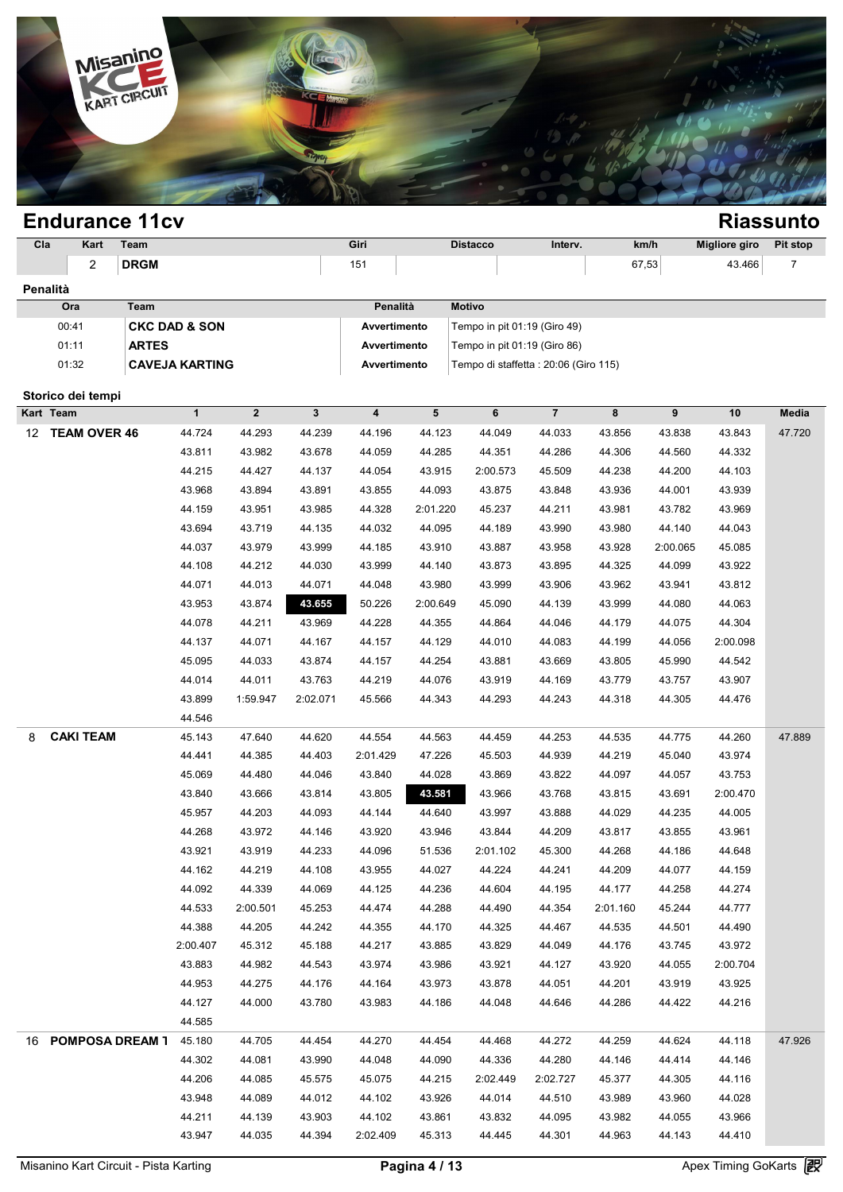# Endurance 11cv

## Riassunto

| Cla | Kart | Team | Giri | Distacco | Interv. | km/h | Migliore giro | Pit stop |
|---|---|---|---|---|---|---|---|---|
| | 2 | **DRGM** | 151 | | | 67,53 | 43.466 | 7 |

### Penalità

| Ora | Team | Penalità | Motivo |
|---|---|---|---|
| 00:41 | **CKC DAD & SON** | **Avvertimento** | Tempo in pit 01:19 (Giro 49) |
| 01:11 | **ARTES** | **Avvertimento** | Tempo in pit 01:19 (Giro 86) |
| 01:32 | **CAVEJA KARTING** | **Avvertimento** | Tempo di staffetta : 20:06 (Giro 115) |

### Storico dei tempi

| Kart | Team | 1 | 2 | 3 | 4 | 5 | 6 | 7 | 8 | 9 | 10 | Media |
|---|---|---|---|---|---|---|---|---|---|---|---|---|
| 12 | **TEAM OVER 46** | 44.724 | 44.293 | 44.239 | 44.196 | 44.123 | 44.049 | 44.033 | 43.856 | 43.838 | 43.843 | 47.720 |
| | | 43.811 | 43.982 | 43.678 | 44.059 | 44.285 | 44.351 | 44.286 | 44.306 | 44.560 | 44.332 | |
| | | 44.215 | 44.427 | 44.137 | 44.054 | 43.915 | 2:00.573 | 45.509 | 44.238 | 44.200 | 44.103 | |
| | | 43.968 | 43.894 | 43.891 | 43.855 | 44.093 | 43.875 | 43.848 | 43.936 | 44.001 | 43.939 | |
| | | 44.159 | 43.951 | 43.985 | 44.328 | 2:01.220 | 45.237 | 44.211 | 43.981 | 43.782 | 43.969 | |
| | | 43.694 | 43.719 | 44.135 | 44.032 | 44.095 | 44.189 | 43.990 | 43.980 | 44.140 | 44.043 | |
| | | 44.037 | 43.979 | 43.999 | 44.185 | 43.910 | 43.887 | 43.958 | 43.928 | 2:00.065 | 45.085 | |
| | | 44.108 | 44.212 | 44.030 | 43.999 | 44.140 | 43.873 | 43.895 | 44.325 | 44.099 | 43.922 | |
| | | 44.071 | 44.013 | 44.071 | 44.048 | 43.980 | 43.999 | 43.906 | 43.962 | 43.941 | 43.812 | |
| | | 43.953 | 43.874 | **43.655** | 50.226 | 2:00.649 | 45.090 | 44.139 | 43.999 | 44.080 | 44.063 | |
| | | 44.078 | 44.211 | 43.969 | 44.228 | 44.355 | 44.864 | 44.046 | 44.179 | 44.075 | 44.304 | |
| | | 44.137 | 44.071 | 44.167 | 44.157 | 44.129 | 44.010 | 44.083 | 44.199 | 44.056 | 2:00.098 | |
| | | 45.095 | 44.033 | 43.874 | 44.157 | 44.254 | 43.881 | 43.669 | 43.805 | 45.990 | 44.542 | |
| | | 44.014 | 44.011 | 43.763 | 44.219 | 44.076 | 43.919 | 44.169 | 43.779 | 43.757 | 43.907 | |
| | | 43.899 | 1:59.947 | 2:02.071 | 45.566 | 44.343 | 44.293 | 44.243 | 44.318 | 44.305 | 44.476 | |
| | | 44.546 | | | | | | | | | | |
| 8 | **CAKI TEAM** | 45.143 | 47.640 | 44.620 | 44.554 | 44.563 | 44.459 | 44.253 | 44.535 | 44.775 | 44.260 | 47.889 |
| | | 44.441 | 44.385 | 44.403 | 2:01.429 | 47.226 | 45.503 | 44.939 | 44.219 | 45.040 | 43.974 | |
| | | 45.069 | 44.480 | 44.046 | 43.840 | 44.028 | 43.869 | 43.822 | 44.097 | 44.057 | 43.753 | |
| | | 43.840 | 43.666 | 43.814 | 43.805 | **43.581** | 43.966 | 43.768 | 43.815 | 43.691 | 2:00.470 | |
| | | 45.957 | 44.203 | 44.093 | 44.144 | 44.640 | 43.997 | 43.888 | 44.029 | 44.235 | 44.005 | |
| | | 44.268 | 43.972 | 44.146 | 43.920 | 43.946 | 43.844 | 44.209 | 43.817 | 43.855 | 43.961 | |
| | | 43.921 | 43.919 | 44.233 | 44.096 | 51.536 | 2:01.102 | 45.300 | 44.268 | 44.186 | 44.648 | |
| | | 44.162 | 44.219 | 44.108 | 43.955 | 44.027 | 44.224 | 44.241 | 44.209 | 44.077 | 44.159 | |
| | | 44.092 | 44.339 | 44.069 | 44.125 | 44.236 | 44.604 | 44.195 | 44.177 | 44.258 | 44.274 | |
| | | 44.533 | 2:00.501 | 45.253 | 44.474 | 44.288 | 44.490 | 44.354 | 2:01.160 | 45.244 | 44.777 | |
| | | 44.388 | 44.205 | 44.242 | 44.355 | 44.170 | 44.325 | 44.467 | 44.535 | 44.501 | 44.490 | |
| | | 2:00.407 | 45.312 | 45.188 | 44.217 | 43.885 | 43.829 | 44.049 | 44.176 | 43.745 | 43.972 | |
| | | 43.883 | 44.982 | 44.543 | 43.974 | 43.986 | 43.921 | 44.127 | 43.920 | 44.055 | 2:00.704 | |
| | | 44.953 | 44.275 | 44.176 | 44.164 | 43.973 | 43.878 | 44.051 | 44.201 | 43.919 | 43.925 | |
| | | 44.127 | 44.000 | 43.780 | 43.983 | 44.186 | 44.048 | 44.646 | 44.286 | 44.422 | 44.216 | |
| | | 44.585 | | | | | | | | | | |
| 16 | **POMPOSA DREAM 1** | 45.180 | 44.705 | 44.454 | 44.270 | 44.454 | 44.468 | 44.272 | 44.259 | 44.624 | 44.118 | 47.926 |
| | | 44.302 | 44.081 | 43.990 | 44.048 | 44.090 | 44.336 | 44.280 | 44.146 | 44.414 | 44.146 | |
| | | 44.206 | 44.085 | 45.575 | 45.075 | 44.215 | 2:02.449 | 2:02.727 | 45.377 | 44.305 | 44.116 | |
| | | 43.948 | 44.089 | 44.012 | 44.102 | 43.926 | 44.014 | 44.510 | 43.989 | 43.960 | 44.028 | |
| | | 44.211 | 44.139 | 43.903 | 44.102 | 43.861 | 43.832 | 44.095 | 43.982 | 44.055 | 43.966 | |
| | | 43.947 | 44.035 | 44.394 | 2:02.409 | 45.313 | 44.445 | 44.301 | 44.963 | 44.143 | 44.410 | |

Misanino Kart Circuit - Pista Karting

Apex Timing GoKarts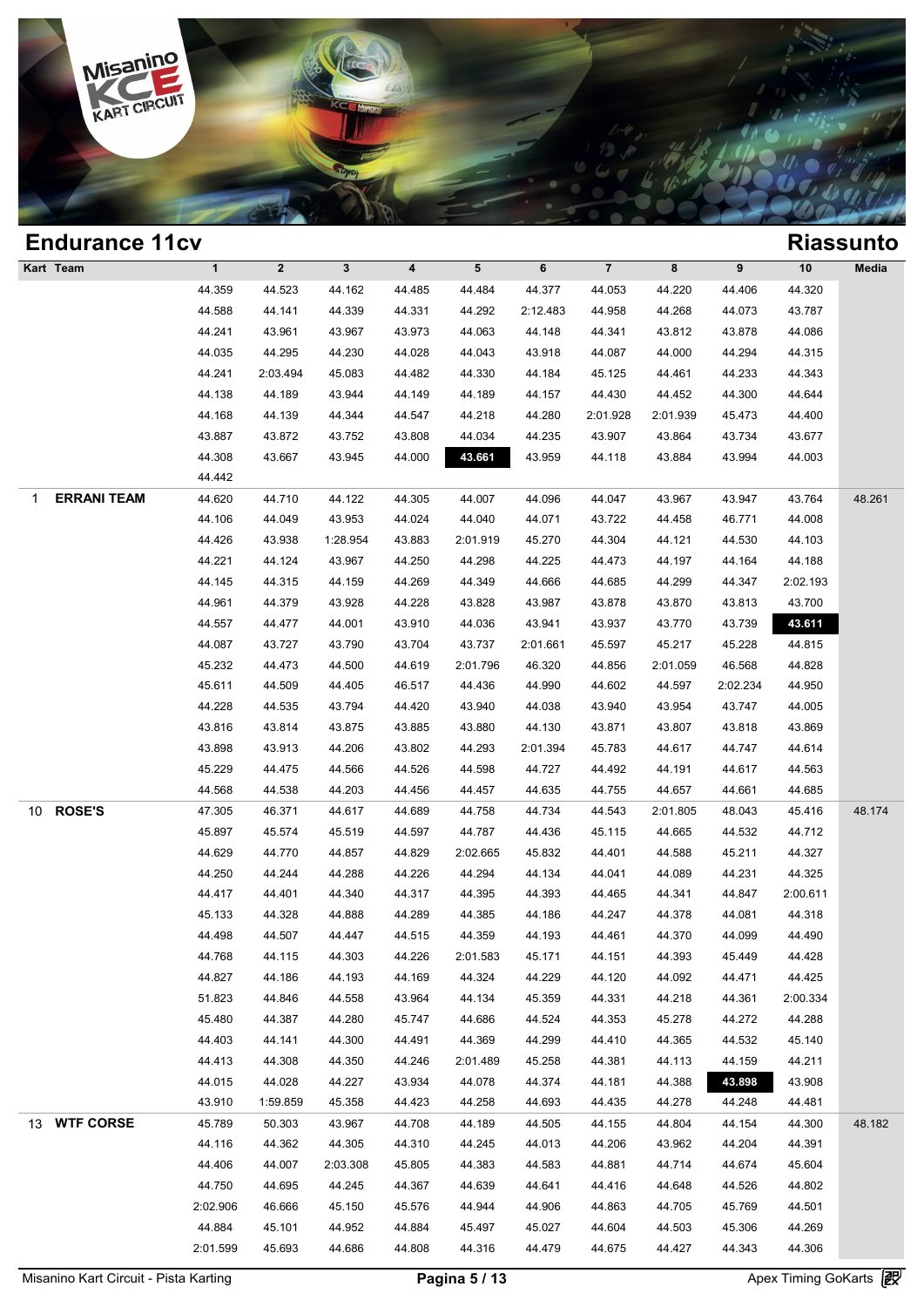## Endurance 11cv

## Riassunto

| Kart | Team | 1 | 2 | 3 | 4 | 5 | 6 | 7 | 8 | 9 | 10 | Media |
|---|---|---|---|---|---|---|---|---|---|---|---|---|
| | | 44.359 | 44.523 | 44.162 | 44.485 | 44.484 | 44.377 | 44.053 | 44.220 | 44.406 | 44.320 | |
| | | 44.588 | 44.141 | 44.339 | 44.331 | 44.292 | 2:12.483 | 44.958 | 44.268 | 44.073 | 43.787 | |
| | | 44.241 | 43.961 | 43.967 | 43.973 | 44.063 | 44.148 | 44.341 | 43.812 | 43.878 | 44.086 | |
| | | 44.035 | 44.295 | 44.230 | 44.028 | 44.043 | 43.918 | 44.087 | 44.000 | 44.294 | 44.315 | |
| | | 44.241 | 2:03.494 | 45.083 | 44.482 | 44.330 | 44.184 | 45.125 | 44.461 | 44.233 | 44.343 | |
| | | 44.138 | 44.189 | 43.944 | 44.149 | 44.189 | 44.157 | 44.430 | 44.452 | 44.300 | 44.644 | |
| | | 44.168 | 44.139 | 44.344 | 44.547 | 44.218 | 44.280 | 2:01.928 | 2:01.939 | 45.473 | 44.400 | |
| | | 43.887 | 43.872 | 43.752 | 43.808 | 44.034 | 44.235 | 43.907 | 43.864 | 43.734 | 43.677 | |
| | | 44.308 | 43.667 | 43.945 | 44.000 | **43.661** | 43.959 | 44.118 | 43.884 | 43.994 | 44.003 | |
| | | 44.442 | | | | | | | | | | |
| 1 | ERRANI TEAM | 44.620 | 44.710 | 44.122 | 44.305 | 44.007 | 44.096 | 44.047 | 43.967 | 43.947 | 43.764 | 48.261 |
| | | 44.106 | 44.049 | 43.953 | 44.024 | 44.040 | 44.071 | 43.722 | 44.458 | 46.771 | 44.008 | |
| | | 44.426 | 43.938 | 1:28.954 | 43.883 | 2:01.919 | 45.270 | 44.304 | 44.121 | 44.530 | 44.103 | |
| | | 44.221 | 44.124 | 43.967 | 44.250 | 44.298 | 44.225 | 44.473 | 44.197 | 44.164 | 44.188 | |
| | | 44.145 | 44.315 | 44.159 | 44.269 | 44.349 | 44.666 | 44.685 | 44.299 | 44.347 | 2:02.193 | |
| | | 44.961 | 44.379 | 43.928 | 44.228 | 43.828 | 43.987 | 43.878 | 43.870 | 43.813 | 43.700 | |
| | | 44.557 | 44.477 | 44.001 | 43.910 | 44.036 | 43.941 | 43.937 | 43.770 | 43.739 | **43.611** | |
| | | 44.087 | 43.727 | 43.790 | 43.704 | 43.737 | 2:01.661 | 45.597 | 45.217 | 45.228 | 44.815 | |
| | | 45.232 | 44.473 | 44.500 | 44.619 | 2:01.796 | 46.320 | 44.856 | 2:01.059 | 46.568 | 44.828 | |
| | | 45.611 | 44.509 | 44.405 | 46.517 | 44.436 | 44.990 | 44.602 | 44.597 | 2:02.234 | 44.950 | |
| | | 44.228 | 44.535 | 43.794 | 44.420 | 43.940 | 44.038 | 43.940 | 43.954 | 43.747 | 44.005 | |
| | | 43.816 | 43.814 | 43.875 | 43.885 | 43.880 | 44.130 | 43.871 | 43.807 | 43.818 | 43.869 | |
| | | 43.898 | 43.913 | 44.206 | 43.802 | 44.293 | 2:01.394 | 45.783 | 44.617 | 44.747 | 44.614 | |
| | | 45.229 | 44.475 | 44.566 | 44.526 | 44.598 | 44.727 | 44.492 | 44.191 | 44.617 | 44.563 | |
| | | 44.568 | 44.538 | 44.203 | 44.456 | 44.457 | 44.635 | 44.755 | 44.657 | 44.661 | 44.685 | |
| 10 | ROSE'S | 47.305 | 46.371 | 44.617 | 44.689 | 44.758 | 44.734 | 44.543 | 2:01.805 | 48.043 | 45.416 | 48.174 |
| | | 45.897 | 45.574 | 45.519 | 44.597 | 44.787 | 44.436 | 45.115 | 44.665 | 44.532 | 44.712 | |
| | | 44.629 | 44.770 | 44.857 | 44.829 | 2:02.665 | 45.832 | 44.401 | 44.588 | 45.211 | 44.327 | |
| | | 44.250 | 44.244 | 44.288 | 44.226 | 44.294 | 44.134 | 44.041 | 44.089 | 44.231 | 44.325 | |
| | | 44.417 | 44.401 | 44.340 | 44.317 | 44.395 | 44.393 | 44.465 | 44.341 | 44.847 | 2:00.611 | |
| | | 45.133 | 44.328 | 44.888 | 44.289 | 44.385 | 44.186 | 44.247 | 44.378 | 44.081 | 44.318 | |
| | | 44.498 | 44.507 | 44.447 | 44.515 | 44.359 | 44.193 | 44.461 | 44.370 | 44.099 | 44.490 | |
| | | 44.768 | 44.115 | 44.303 | 44.226 | 2:01.583 | 45.171 | 44.151 | 44.393 | 45.449 | 44.428 | |
| | | 44.827 | 44.186 | 44.193 | 44.169 | 44.324 | 44.229 | 44.120 | 44.092 | 44.471 | 44.425 | |
| | | 51.823 | 44.846 | 44.558 | 43.964 | 44.134 | 45.359 | 44.331 | 44.218 | 44.361 | 2:00.334 | |
| | | 45.480 | 44.387 | 44.280 | 45.747 | 44.686 | 44.524 | 44.353 | 45.278 | 44.272 | 44.288 | |
| | | 44.403 | 44.141 | 44.300 | 44.491 | 44.369 | 44.299 | 44.410 | 44.365 | 44.532 | 45.140 | |
| | | 44.413 | 44.308 | 44.350 | 44.246 | 2:01.489 | 45.258 | 44.381 | 44.113 | 44.159 | 44.211 | |
| | | 44.015 | 44.028 | 44.227 | 43.934 | 44.078 | 44.374 | 44.181 | 44.388 | **43.898** | 43.908 | |
| | | 43.910 | 1:59.859 | 45.358 | 44.423 | 44.258 | 44.693 | 44.435 | 44.278 | 44.248 | 44.481 | |
| 13 | WTF CORSE | 45.789 | 50.303 | 43.967 | 44.708 | 44.189 | 44.505 | 44.155 | 44.804 | 44.154 | 44.300 | 48.182 |
| | | 44.116 | 44.362 | 44.305 | 44.310 | 44.245 | 44.013 | 44.206 | 43.962 | 44.204 | 44.391 | |
| | | 44.406 | 44.007 | 2:03.308 | 45.805 | 44.383 | 44.583 | 44.881 | 44.714 | 44.674 | 45.604 | |
| | | 44.750 | 44.695 | 44.245 | 44.367 | 44.639 | 44.641 | 44.416 | 44.648 | 44.526 | 44.802 | |
| | | 2:02.906 | 46.666 | 45.150 | 45.576 | 44.944 | 44.906 | 44.863 | 44.705 | 45.769 | 44.501 | |
| | | 44.884 | 45.101 | 44.952 | 44.884 | 45.497 | 45.027 | 44.604 | 44.503 | 45.306 | 44.269 | |
| | | 2:01.599 | 45.693 | 44.686 | 44.808 | 44.316 | 44.479 | 44.675 | 44.427 | 44.343 | 44.306 | |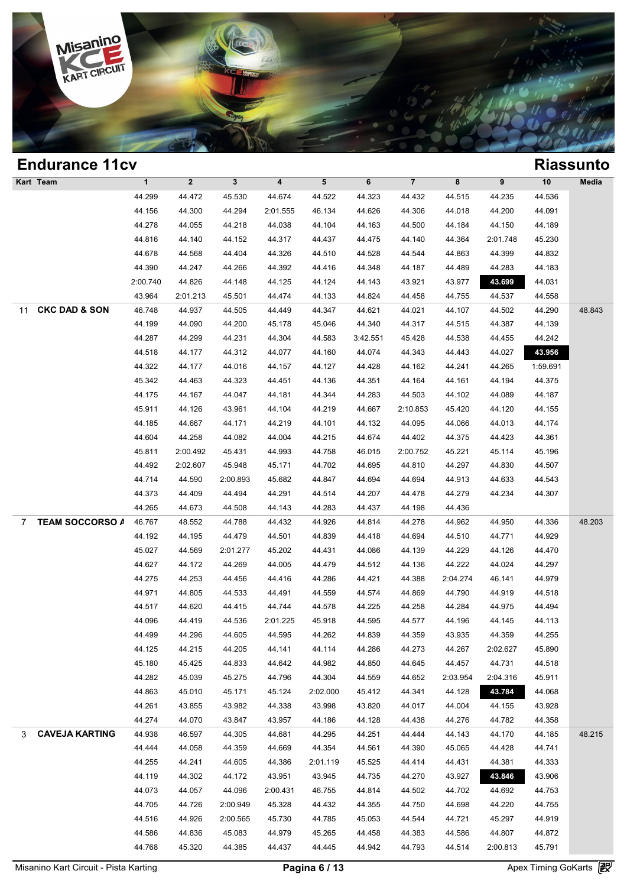## Endurance 11cv

## Riassunto

| Kart | Team | 1 | 2 | 3 | 4 | 5 | 6 | 7 | 8 | 9 | 10 | Media |
|---|---|---|---|---|---|---|---|---|---|---|---|---|
| | | 44.299 | 44.472 | 45.530 | 44.674 | 44.522 | 44.323 | 44.432 | 44.515 | 44.235 | 44.536 | |
| | | 44.156 | 44.300 | 44.294 | 2:01.555 | 46.134 | 44.626 | 44.306 | 44.018 | 44.200 | 44.091 | |
| | | 44.278 | 44.055 | 44.218 | 44.038 | 44.104 | 44.163 | 44.500 | 44.184 | 44.150 | 44.189 | |
| | | 44.816 | 44.140 | 44.152 | 44.317 | 44.437 | 44.475 | 44.140 | 44.364 | 2:01.748 | 45.230 | |
| | | 44.678 | 44.568 | 44.404 | 44.326 | 44.510 | 44.528 | 44.544 | 44.863 | 44.399 | 44.832 | |
| | | 44.390 | 44.247 | 44.266 | 44.392 | 44.416 | 44.348 | 44.187 | 44.489 | 44.283 | 44.183 | |
| | | 2:00.740 | 44.826 | 44.148 | 44.125 | 44.124 | 44.143 | 43.921 | 43.977 | **43.699** | 44.031 | |
| | | 43.964 | 2:01.213 | 45.501 | 44.474 | 44.133 | 44.824 | 44.458 | 44.755 | 44.537 | 44.558 | |
| 11 | CKC DAD & SON | 46.748 | 44.937 | 44.505 | 44.449 | 44.347 | 44.621 | 44.021 | 44.107 | 44.502 | 44.290 | 48.843 |
| | | 44.199 | 44.090 | 44.200 | 45.178 | 45.046 | 44.340 | 44.317 | 44.515 | 44.387 | 44.139 | |
| | | 44.287 | 44.299 | 44.231 | 44.304 | 44.583 | 3:42.551 | 45.428 | 44.538 | 44.455 | 44.242 | |
| | | 44.518 | 44.177 | 44.312 | 44.077 | 44.160 | 44.074 | 44.343 | 44.443 | 44.027 | **43.956** | |
| | | 44.322 | 44.177 | 44.016 | 44.157 | 44.127 | 44.428 | 44.162 | 44.241 | 44.265 | 1:59.691 | |
| | | 45.342 | 44.463 | 44.323 | 44.451 | 44.136 | 44.351 | 44.164 | 44.161 | 44.194 | 44.375 | |
| | | 44.175 | 44.167 | 44.047 | 44.181 | 44.344 | 44.283 | 44.503 | 44.102 | 44.089 | 44.187 | |
| | | 45.911 | 44.126 | 43.961 | 44.104 | 44.219 | 44.667 | 2:10.853 | 45.420 | 44.120 | 44.155 | |
| | | 44.185 | 44.667 | 44.171 | 44.219 | 44.101 | 44.132 | 44.095 | 44.066 | 44.013 | 44.174 | |
| | | 44.604 | 44.258 | 44.082 | 44.004 | 44.215 | 44.674 | 44.402 | 44.375 | 44.423 | 44.361 | |
| | | 45.811 | 2:00.492 | 45.431 | 44.993 | 44.758 | 46.015 | 2:00.752 | 45.221 | 45.114 | 45.196 | |
| | | 44.492 | 2:02.607 | 45.948 | 45.171 | 44.702 | 44.695 | 44.810 | 44.297 | 44.830 | 44.507 | |
| | | 44.714 | 44.590 | 2:00.893 | 45.682 | 44.847 | 44.694 | 44.694 | 44.913 | 44.633 | 44.543 | |
| | | 44.373 | 44.409 | 44.494 | 44.291 | 44.514 | 44.207 | 44.478 | 44.279 | 44.234 | 44.307 | |
| | | 44.265 | 44.673 | 44.508 | 44.143 | 44.283 | 44.437 | 44.198 | 44.436 | | | |
| 7 | TEAM SOCCORSO A | 46.767 | 48.552 | 44.788 | 44.432 | 44.926 | 44.814 | 44.278 | 44.962 | 44.950 | 44.336 | 48.203 |
| | | 44.192 | 44.195 | 44.479 | 44.501 | 44.839 | 44.418 | 44.694 | 44.510 | 44.771 | 44.929 | |
| | | 45.027 | 44.569 | 2:01.277 | 45.202 | 44.431 | 44.086 | 44.139 | 44.229 | 44.126 | 44.470 | |
| | | 44.627 | 44.172 | 44.269 | 44.005 | 44.479 | 44.512 | 44.136 | 44.222 | 44.024 | 44.297 | |
| | | 44.275 | 44.253 | 44.456 | 44.416 | 44.286 | 44.421 | 44.388 | 2:04.274 | 46.141 | 44.979 | |
| | | 44.971 | 44.805 | 44.533 | 44.491 | 44.559 | 44.574 | 44.869 | 44.790 | 44.919 | 44.518 | |
| | | 44.517 | 44.620 | 44.415 | 44.744 | 44.578 | 44.225 | 44.258 | 44.284 | 44.975 | 44.494 | |
| | | 44.096 | 44.419 | 44.536 | 2:01.225 | 45.918 | 44.595 | 44.577 | 44.196 | 44.145 | 44.113 | |
| | | 44.499 | 44.296 | 44.605 | 44.595 | 44.262 | 44.839 | 44.359 | 43.935 | 44.359 | 44.255 | |
| | | 44.125 | 44.215 | 44.205 | 44.141 | 44.114 | 44.286 | 44.273 | 44.267 | 2:02.627 | 45.890 | |
| | | 45.180 | 45.425 | 44.833 | 44.642 | 44.982 | 44.850 | 44.645 | 44.457 | 44.731 | 44.518 | |
| | | 44.282 | 45.039 | 45.275 | 44.796 | 44.304 | 44.559 | 44.652 | 2:03.954 | 2:04.316 | 45.911 | |
| | | 44.863 | 45.010 | 45.171 | 45.124 | 2:02.000 | 45.412 | 44.341 | 44.128 | **43.784** | 44.068 | |
| | | 44.261 | 43.855 | 43.982 | 44.338 | 43.998 | 43.820 | 44.017 | 44.004 | 44.155 | 43.928 | |
| | | 44.274 | 44.070 | 43.847 | 43.957 | 44.186 | 44.128 | 44.438 | 44.276 | 44.782 | 44.358 | |
| 3 | CAVEJA KARTING | 44.938 | 46.597 | 44.305 | 44.681 | 44.295 | 44.251 | 44.444 | 44.143 | 44.170 | 44.185 | 48.215 |
| | | 44.444 | 44.058 | 44.359 | 44.669 | 44.354 | 44.561 | 44.390 | 45.065 | 44.428 | 44.741 | |
| | | 44.255 | 44.241 | 44.605 | 44.386 | 2:01.119 | 45.525 | 44.414 | 44.431 | 44.381 | 44.333 | |
| | | 44.119 | 44.302 | 44.172 | 43.951 | 43.945 | 44.735 | 44.270 | 43.927 | **43.846** | 43.906 | |
| | | 44.073 | 44.057 | 44.096 | 2:00.431 | 46.755 | 44.814 | 44.502 | 44.702 | 44.692 | 44.753 | |
| | | 44.705 | 44.726 | 2:00.949 | 45.328 | 44.432 | 44.355 | 44.750 | 44.698 | 44.220 | 44.755 | |
| | | 44.516 | 44.926 | 2:00.565 | 45.730 | 44.785 | 45.053 | 44.544 | 44.721 | 45.297 | 44.919 | |
| | | 44.586 | 44.836 | 45.083 | 44.979 | 45.265 | 44.458 | 44.383 | 44.586 | 44.807 | 44.872 | |
| | | 44.768 | 45.320 | 44.385 | 44.437 | 44.445 | 44.942 | 44.793 | 44.514 | 2:00.813 | 45.791 | |

Misanino Kart Circuit - Pista Karting

Apex Timing GoKarts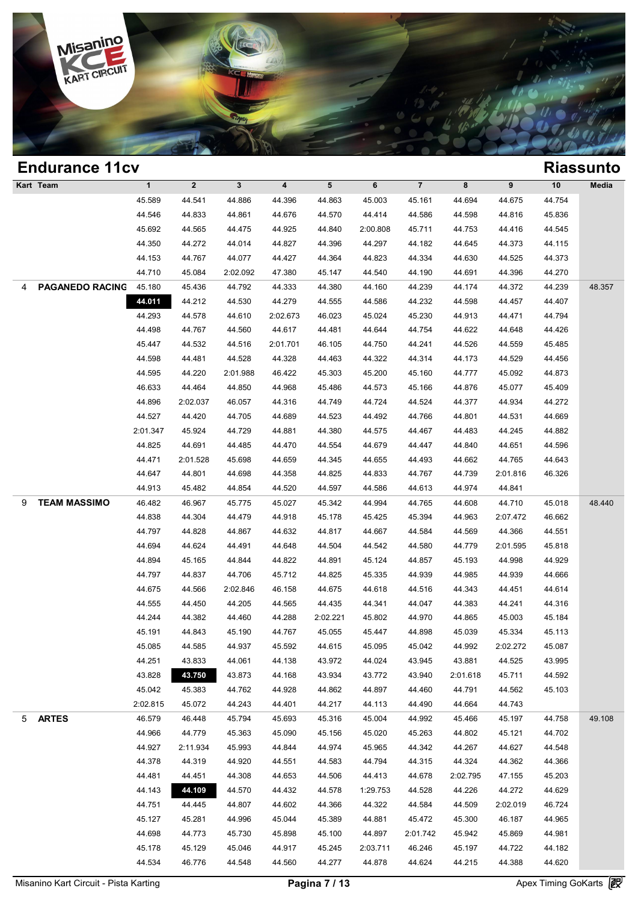## Endurance 11cv

## Riassunto

| Kart | Team | 1 | 2 | 3 | 4 | 5 | 6 | 7 | 8 | 9 | 10 | Media |
|---|---|---|---|---|---|---|---|---|---|---|---|---|
| | | 45.589 | 44.541 | 44.886 | 44.396 | 44.863 | 45.003 | 45.161 | 44.694 | 44.675 | 44.754 | |
| | | 44.546 | 44.833 | 44.861 | 44.676 | 44.570 | 44.414 | 44.586 | 44.598 | 44.816 | 45.836 | |
| | | 45.692 | 44.565 | 44.475 | 44.925 | 44.840 | 2:00.808 | 45.711 | 44.753 | 44.416 | 44.545 | |
| | | 44.350 | 44.272 | 44.014 | 44.827 | 44.396 | 44.297 | 44.182 | 44.645 | 44.373 | 44.115 | |
| | | 44.153 | 44.767 | 44.077 | 44.427 | 44.364 | 44.823 | 44.334 | 44.630 | 44.525 | 44.373 | |
| | | 44.710 | 45.084 | 2:02.092 | 47.380 | 45.147 | 44.540 | 44.190 | 44.691 | 44.396 | 44.270 | |
| 4 | **PAGANEDO RACING** | 45.180 | 45.436 | 44.792 | 44.333 | 44.380 | 44.160 | 44.239 | 44.174 | 44.372 | 44.239 | 48.357 |
| | | **44.011** | 44.212 | 44.530 | 44.279 | 44.555 | 44.586 | 44.232 | 44.598 | 44.457 | 44.407 | |
| | | 44.293 | 44.578 | 44.610 | 2:02.673 | 46.023 | 45.024 | 45.230 | 44.913 | 44.471 | 44.794 | |
| | | 44.498 | 44.767 | 44.560 | 44.617 | 44.481 | 44.644 | 44.754 | 44.622 | 44.648 | 44.426 | |
| | | 45.447 | 44.532 | 44.516 | 2:01.701 | 46.105 | 44.750 | 44.241 | 44.526 | 44.559 | 45.485 | |
| | | 44.598 | 44.481 | 44.528 | 44.328 | 44.463 | 44.322 | 44.314 | 44.173 | 44.529 | 44.456 | |
| | | 44.595 | 44.220 | 2:01.988 | 46.422 | 45.303 | 45.200 | 45.160 | 44.777 | 45.092 | 44.873 | |
| | | 46.633 | 44.464 | 44.850 | 44.968 | 45.486 | 44.573 | 45.166 | 44.876 | 45.077 | 45.409 | |
| | | 44.896 | 2:02.037 | 46.057 | 44.316 | 44.749 | 44.724 | 44.524 | 44.377 | 44.934 | 44.272 | |
| | | 44.527 | 44.420 | 44.705 | 44.689 | 44.523 | 44.492 | 44.766 | 44.801 | 44.531 | 44.669 | |
| | | 2:01.347 | 45.924 | 44.729 | 44.881 | 44.380 | 44.575 | 44.467 | 44.483 | 44.245 | 44.882 | |
| | | 44.825 | 44.691 | 44.485 | 44.470 | 44.554 | 44.679 | 44.447 | 44.840 | 44.651 | 44.596 | |
| | | 44.471 | 2:01.528 | 45.698 | 44.659 | 44.345 | 44.655 | 44.493 | 44.662 | 44.765 | 44.643 | |
| | | 44.647 | 44.801 | 44.698 | 44.358 | 44.825 | 44.833 | 44.767 | 44.739 | 2:01.816 | 46.326 | |
| | | 44.913 | 45.482 | 44.854 | 44.520 | 44.597 | 44.586 | 44.613 | 44.974 | 44.841 | | |
| 9 | **TEAM MASSIMO** | 46.482 | 46.967 | 45.775 | 45.027 | 45.342 | 44.994 | 44.765 | 44.608 | 44.710 | 45.018 | 48.440 |
| | | 44.838 | 44.304 | 44.479 | 44.918 | 45.178 | 45.425 | 45.394 | 44.963 | 2:07.472 | 46.662 | |
| | | 44.797 | 44.828 | 44.867 | 44.632 | 44.817 | 44.667 | 44.584 | 44.569 | 44.366 | 44.551 | |
| | | 44.694 | 44.624 | 44.491 | 44.648 | 44.504 | 44.542 | 44.580 | 44.779 | 2:01.595 | 45.818 | |
| | | 44.894 | 45.165 | 44.844 | 44.822 | 44.891 | 45.124 | 44.857 | 45.193 | 44.998 | 44.929 | |
| | | 44.797 | 44.837 | 44.706 | 45.712 | 44.825 | 45.335 | 44.939 | 44.985 | 44.939 | 44.666 | |
| | | 44.675 | 44.566 | 2:02.846 | 46.158 | 44.675 | 44.618 | 44.516 | 44.343 | 44.451 | 44.614 | |
| | | 44.555 | 44.450 | 44.205 | 44.565 | 44.435 | 44.341 | 44.047 | 44.383 | 44.241 | 44.316 | |
| | | 44.244 | 44.382 | 44.460 | 44.288 | 2:02.221 | 45.802 | 44.970 | 44.865 | 45.003 | 45.184 | |
| | | 45.191 | 44.843 | 45.190 | 44.767 | 45.055 | 45.447 | 44.898 | 45.039 | 45.334 | 45.113 | |
| | | 45.085 | 44.585 | 44.937 | 45.592 | 44.615 | 45.095 | 45.042 | 44.992 | 2:02.272 | 45.087 | |
| | | 44.251 | 43.833 | 44.061 | 44.138 | 43.972 | 44.024 | 43.945 | 43.881 | 44.525 | 43.995 | |
| | | 43.828 | **43.750** | 43.873 | 44.168 | 43.934 | 43.772 | 43.940 | 2:01.618 | 45.711 | 44.592 | |
| | | 45.042 | 45.383 | 44.762 | 44.928 | 44.862 | 44.897 | 44.460 | 44.791 | 44.562 | 45.103 | |
| | | 2:02.815 | 45.072 | 44.243 | 44.401 | 44.217 | 44.113 | 44.490 | 44.664 | 44.743 | | |
| 5 | **ARTES** | 46.579 | 46.448 | 45.794 | 45.693 | 45.316 | 45.004 | 44.992 | 45.466 | 45.197 | 44.758 | 49.108 |
| | | 44.966 | 44.779 | 45.363 | 45.090 | 45.156 | 45.020 | 45.263 | 44.802 | 45.121 | 44.702 | |
| | | 44.927 | 2:11.934 | 45.993 | 44.844 | 44.974 | 45.965 | 44.342 | 44.267 | 44.627 | 44.548 | |
| | | 44.378 | 44.319 | 44.920 | 44.551 | 44.583 | 44.794 | 44.315 | 44.324 | 44.362 | 44.366 | |
| | | 44.481 | 44.451 | 44.308 | 44.653 | 44.506 | 44.413 | 44.678 | 2:02.795 | 47.155 | 45.203 | |
| | | 44.143 | **44.109** | 44.570 | 44.432 | 44.578 | 1:29.753 | 44.528 | 44.226 | 44.272 | 44.629 | |
| | | 44.751 | 44.445 | 44.807 | 44.602 | 44.366 | 44.322 | 44.584 | 44.509 | 2:02.019 | 46.724 | |
| | | 45.127 | 45.281 | 44.996 | 45.044 | 45.389 | 44.881 | 45.472 | 45.300 | 46.187 | 44.965 | |
| | | 44.698 | 44.773 | 45.730 | 45.898 | 45.100 | 44.897 | 2:01.742 | 45.942 | 45.869 | 44.981 | |
| | | 45.178 | 45.129 | 45.046 | 44.917 | 45.245 | 2:03.711 | 46.246 | 45.197 | 44.722 | 44.182 | |
| | | 44.534 | 46.776 | 44.548 | 44.560 | 44.277 | 44.878 | 44.624 | 44.215 | 44.388 | 44.620 | |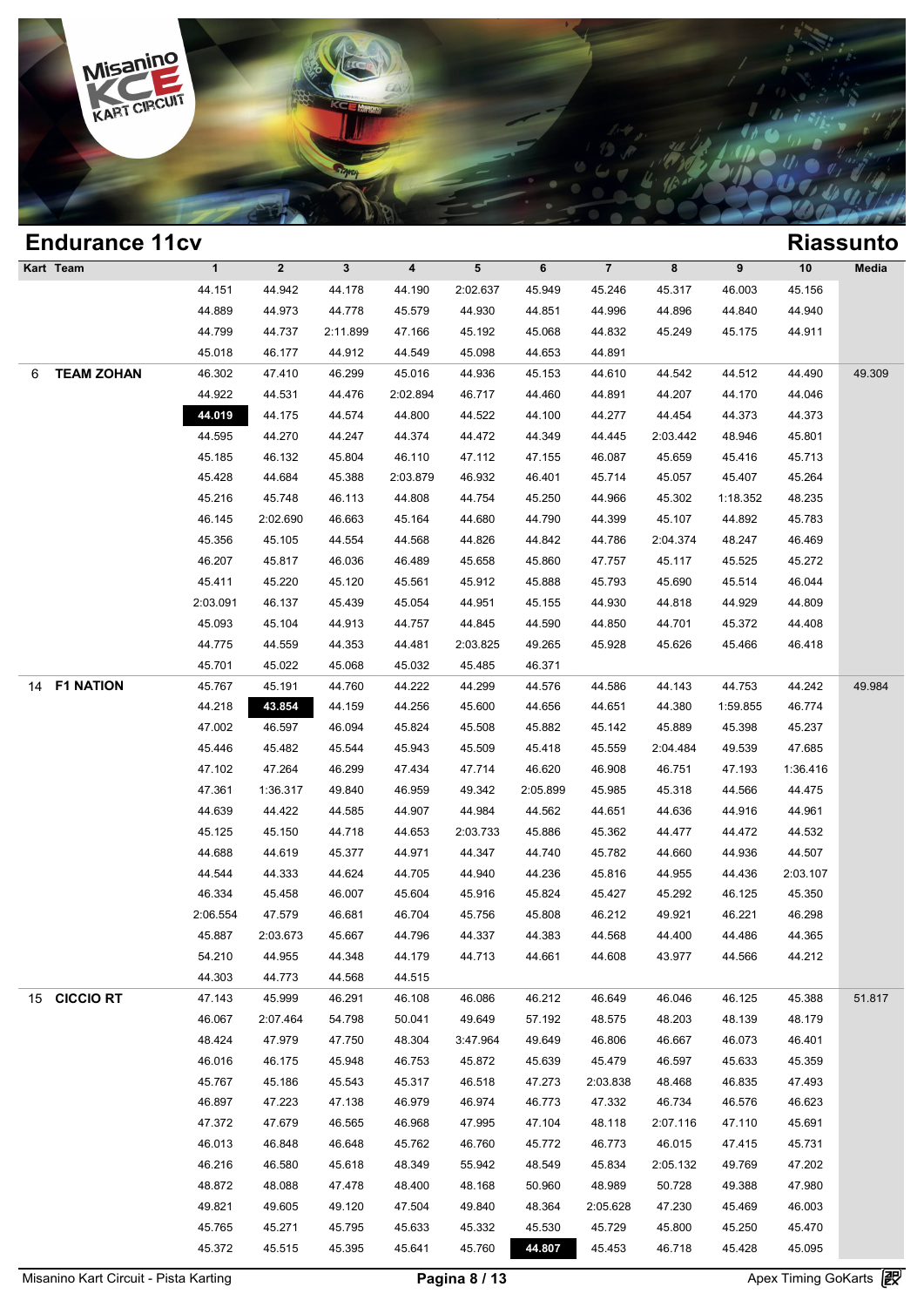## Endurance 11cv

## Riassunto

| Kart | Team | 1 | 2 | 3 | 4 | 5 | 6 | 7 | 8 | 9 | 10 | Media |
|---|---|---|---|---|---|---|---|---|---|---|---|---|
| | | 44.151 | 44.942 | 44.178 | 44.190 | 2:02.637 | 45.949 | 45.246 | 45.317 | 46.003 | 45.156 | |
| | | 44.889 | 44.973 | 44.778 | 45.579 | 44.930 | 44.851 | 44.996 | 44.896 | 44.840 | 44.940 | |
| | | 44.799 | 44.737 | 2:11.899 | 47.166 | 45.192 | 45.068 | 44.832 | 45.249 | 45.175 | 44.911 | |
| | | 45.018 | 46.177 | 44.912 | 44.549 | 45.098 | 44.653 | 44.891 | | | | |
| 6 | **TEAM ZOHAN** | 46.302 | 47.410 | 46.299 | 45.016 | 44.936 | 45.153 | 44.610 | 44.542 | 44.512 | 44.490 | 49.309 |
| | | 44.922 | 44.531 | 44.476 | 2:02.894 | 46.717 | 44.460 | 44.891 | 44.207 | 44.170 | 44.046 | |
| | | **44.019** | 44.175 | 44.574 | 44.800 | 44.522 | 44.100 | 44.277 | 44.454 | 44.373 | 44.373 | |
| | | 44.595 | 44.270 | 44.247 | 44.374 | 44.472 | 44.349 | 44.445 | 2:03.442 | 48.946 | 45.801 | |
| | | 45.185 | 46.132 | 45.804 | 46.110 | 47.112 | 47.155 | 46.087 | 45.659 | 45.416 | 45.713 | |
| | | 45.428 | 44.684 | 45.388 | 2:03.879 | 46.932 | 46.401 | 45.714 | 45.057 | 45.407 | 45.264 | |
| | | 45.216 | 45.748 | 46.113 | 44.808 | 44.754 | 45.250 | 44.966 | 45.302 | 1:18.352 | 48.235 | |
| | | 46.145 | 2:02.690 | 46.663 | 45.164 | 44.680 | 44.790 | 44.399 | 45.107 | 44.892 | 45.783 | |
| | | 45.356 | 45.105 | 44.554 | 44.568 | 44.826 | 44.842 | 44.786 | 2:04.374 | 48.247 | 46.469 | |
| | | 46.207 | 45.817 | 46.036 | 46.489 | 45.658 | 45.860 | 47.757 | 45.117 | 45.525 | 45.272 | |
| | | 45.411 | 45.220 | 45.120 | 45.561 | 45.912 | 45.888 | 45.793 | 45.690 | 45.514 | 46.044 | |
| | | 2:03.091 | 46.137 | 45.439 | 45.054 | 44.951 | 45.155 | 44.930 | 44.818 | 44.929 | 44.809 | |
| | | 45.093 | 45.104 | 44.913 | 44.757 | 44.845 | 44.590 | 44.850 | 44.701 | 45.372 | 44.408 | |
| | | 44.775 | 44.559 | 44.353 | 44.481 | 2:03.825 | 49.265 | 45.928 | 45.626 | 45.466 | 46.418 | |
| | | 45.701 | 45.022 | 45.068 | 45.032 | 45.485 | 46.371 | | | | | |
| 14 | **F1 NATION** | 45.767 | 45.191 | 44.760 | 44.222 | 44.299 | 44.576 | 44.586 | 44.143 | 44.753 | 44.242 | 49.984 |
| | | 44.218 | **43.854** | 44.159 | 44.256 | 45.600 | 44.656 | 44.651 | 44.380 | 1:59.855 | 46.774 | |
| | | 47.002 | 46.597 | 46.094 | 45.824 | 45.508 | 45.882 | 45.142 | 45.889 | 45.398 | 45.237 | |
| | | 45.446 | 45.482 | 45.544 | 45.943 | 45.509 | 45.418 | 45.559 | 2:04.484 | 49.539 | 47.685 | |
| | | 47.102 | 47.264 | 46.299 | 47.434 | 47.714 | 46.620 | 46.908 | 46.751 | 47.193 | 1:36.416 | |
| | | 47.361 | 1:36.317 | 49.840 | 46.959 | 49.342 | 2:05.899 | 45.985 | 45.318 | 44.566 | 44.475 | |
| | | 44.639 | 44.422 | 44.585 | 44.907 | 44.984 | 44.562 | 44.651 | 44.636 | 44.916 | 44.961 | |
| | | 45.125 | 45.150 | 44.718 | 44.653 | 2:03.733 | 45.886 | 45.362 | 44.477 | 44.472 | 44.532 | |
| | | 44.688 | 44.619 | 45.377 | 44.971 | 44.347 | 44.740 | 45.782 | 44.660 | 44.936 | 44.507 | |
| | | 44.544 | 44.333 | 44.624 | 44.705 | 44.940 | 44.236 | 45.816 | 44.955 | 44.436 | 2:03.107 | |
| | | 46.334 | 45.458 | 46.007 | 45.604 | 45.916 | 45.824 | 45.427 | 45.292 | 46.125 | 45.350 | |
| | | 2:06.554 | 47.579 | 46.681 | 46.704 | 45.756 | 45.808 | 46.212 | 49.921 | 46.221 | 46.298 | |
| | | 45.887 | 2:03.673 | 45.667 | 44.796 | 44.337 | 44.383 | 44.568 | 44.400 | 44.486 | 44.365 | |
| | | 54.210 | 44.955 | 44.348 | 44.179 | 44.713 | 44.661 | 44.608 | 43.977 | 44.566 | 44.212 | |
| | | 44.303 | 44.773 | 44.568 | 44.515 | | | | | | | |
| 15 | **CICCIO RT** | 47.143 | 45.999 | 46.291 | 46.108 | 46.086 | 46.212 | 46.649 | 46.046 | 46.125 | 45.388 | 51.817 |
| | | 46.067 | 2:07.464 | 54.798 | 50.041 | 49.649 | 57.192 | 48.575 | 48.203 | 48.139 | 48.179 | |
| | | 48.424 | 47.979 | 47.750 | 48.304 | 3:47.964 | 49.649 | 46.806 | 46.667 | 46.073 | 46.401 | |
| | | 46.016 | 46.175 | 45.948 | 46.753 | 45.872 | 45.639 | 45.479 | 46.597 | 45.633 | 45.359 | |
| | | 45.767 | 45.186 | 45.543 | 45.317 | 46.518 | 47.273 | 2:03.838 | 48.468 | 46.835 | 47.493 | |
| | | 46.897 | 47.223 | 47.138 | 46.979 | 46.974 | 46.773 | 47.332 | 46.734 | 46.576 | 46.623 | |
| | | 47.372 | 47.679 | 46.565 | 46.968 | 47.995 | 47.104 | 48.118 | 2:07.116 | 47.110 | 45.691 | |
| | | 46.013 | 46.848 | 46.648 | 45.762 | 46.760 | 45.772 | 46.773 | 46.015 | 47.415 | 45.731 | |
| | | 46.216 | 46.580 | 45.618 | 48.349 | 55.942 | 48.549 | 45.834 | 2:05.132 | 49.769 | 47.202 | |
| | | 48.872 | 48.088 | 47.478 | 48.400 | 48.168 | 50.960 | 48.989 | 50.728 | 49.388 | 47.980 | |
| | | 49.821 | 49.605 | 49.120 | 47.504 | 49.840 | 48.364 | 2:05.628 | 47.230 | 45.469 | 46.003 | |
| | | 45.765 | 45.271 | 45.795 | 45.633 | 45.332 | 45.530 | 45.729 | 45.800 | 45.250 | 45.470 | |
| | | 45.372 | 45.515 | 45.395 | 45.641 | 45.760 | **44.807** | 45.453 | 46.718 | 45.428 | 45.095 | |

Misanino Kart Circuit - Pista Karting | Apex Timing GoKarts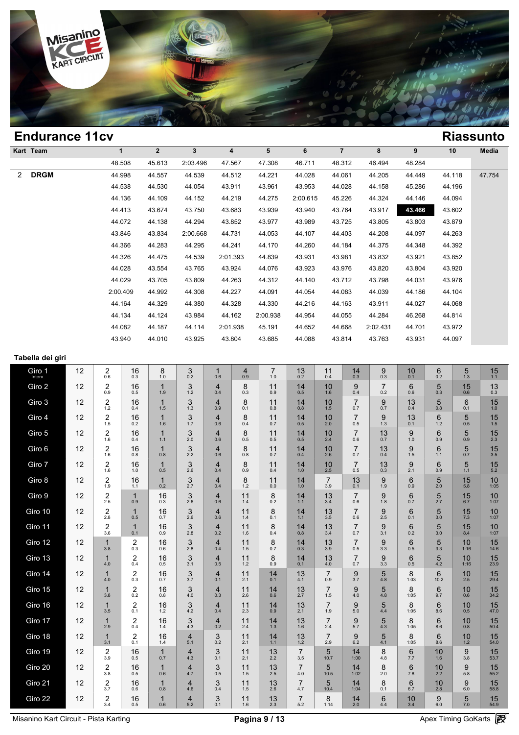## Endurance 11cv

## Riassunto

| Kart | Team | 1 | 2 | 3 | 4 | 5 | 6 | 7 | 8 | 9 | 10 | Media |
|---|---|---|---|---|---|---|---|---|---|---|---|---|
| | | 48.508 | 45.613 | 2:03.496 | 47.567 | 47.308 | 46.711 | 48.312 | 46.494 | 48.284 | | |
| 2 | **DRGM** | 44.998 | 44.557 | 44.539 | 44.512 | 44.221 | 44.028 | 44.061 | 44.205 | 44.449 | 44.118 | 47.754 |
| | | 44.538 | 44.530 | 44.054 | 43.911 | 43.961 | 43.953 | 44.028 | 44.158 | 45.286 | 44.196 | |
| | | 44.136 | 44.109 | 44.152 | 44.219 | 44.275 | 2:00.615 | 45.226 | 44.324 | 44.146 | 44.094 | |
| | | 44.413 | 43.674 | 43.750 | 43.683 | 43.939 | 43.940 | 43.764 | 43.917 | **43.466** | 43.602 | |
| | | 44.072 | 44.138 | 44.294 | 43.852 | 43.977 | 43.989 | 43.725 | 43.805 | 43.803 | 43.879 | |
| | | 43.846 | 43.834 | 2:00.668 | 44.731 | 44.053 | 44.107 | 44.403 | 44.208 | 44.097 | 44.263 | |
| | | 44.366 | 44.283 | 44.295 | 44.241 | 44.170 | 44.260 | 44.184 | 44.375 | 44.348 | 44.392 | |
| | | 44.326 | 44.475 | 44.539 | 2:01.393 | 44.839 | 43.931 | 43.981 | 43.832 | 43.921 | 43.852 | |
| | | 44.028 | 43.554 | 43.765 | 43.924 | 44.076 | 43.923 | 43.976 | 43.820 | 43.804 | 43.920 | |
| | | 44.029 | 43.705 | 43.809 | 44.263 | 44.312 | 44.140 | 43.712 | 43.798 | 44.031 | 43.976 | |
| | | 2:00.409 | 44.992 | 44.308 | 44.227 | 44.091 | 44.054 | 44.083 | 44.039 | 44.186 | 44.104 | |
| | | 44.164 | 44.329 | 44.380 | 44.328 | 44.330 | 44.216 | 44.163 | 43.911 | 44.027 | 44.068 | |
| | | 44.134 | 44.124 | 43.984 | 44.162 | 2:00.938 | 44.954 | 44.055 | 44.284 | 46.268 | 44.814 | |
| | | 44.082 | 44.187 | 44.114 | 2:01.938 | 45.191 | 44.652 | 44.668 | 2:02.431 | 44.701 | 43.972 | |
| | | 43.940 | 44.010 | 43.925 | 43.804 | 43.685 | 44.088 | 43.814 | 43.763 | 43.931 | 44.097 | |

### Tabella dei giri

| Giro | | | | | | | | | | | | | | | | |
|---|---|---|---|---|---|---|---|---|---|---|---|---|---|---|---|---|
| Giro 1 Interv. | 12 | 2 0.6 | 16 0.3 | 8 1.0 | 3 0.2 | 1 0.6 | 4 0.9 | 7 1.0 | 13 0.2 | 11 0.4 | 14 0.3 | 9 0.3 | 10 0.1 | 6 0.2 | 5 1.3 | 15 1.1 |
| Giro 2 | 12 | 2 0.9 | 16 0.5 | 1 1.9 | 3 1.2 | 4 0.4 | 8 0.3 | 11 0.9 | 14 0.5 | 10 1.6 | 9 0.4 | 7 0.2 | 6 0.6 | 5 0.3 | 15 0.6 | 13 0.3 |
| Giro 3 | 12 | 2 1.2 | 16 0.4 | 1 1.5 | 3 1.3 | 4 0.9 | 8 0.1 | 11 0.8 | 14 0.8 | 10 1.5 | 7 0.7 | 9 0.7 | 13 0.4 | 5 0.8 | 6 0.1 | 15 1.0 |
| Giro 4 | 12 | 2 1.5 | 16 0.2 | 1 1.6 | 3 1.7 | 4 0.6 | 8 0.4 | 11 0.7 | 14 0.5 | 10 2.0 | 7 0.5 | 9 1.3 | 13 0.1 | 6 1.2 | 5 0.5 | 15 1.5 |
| Giro 5 | 12 | 2 1.6 | 16 0.4 | 1 1.1 | 3 2.0 | 4 0.6 | 8 0.5 | 11 0.5 | 14 0.5 | 10 2.4 | 7 0.6 | 13 0.7 | 9 1.0 | 6 0.9 | 5 0.9 | 15 2.3 |
| Giro 6 | 12 | 2 1.6 | 16 0.8 | 1 0.8 | 3 2.2 | 4 0.6 | 8 0.8 | 11 0.7 | 14 0.4 | 10 2.6 | 7 0.7 | 13 0.4 | 9 1.5 | 6 1.1 | 5 0.7 | 15 3.5 |
| Giro 7 | 12 | 2 1.6 | 16 1.0 | 1 0.5 | 3 2.6 | 4 0.4 | 8 0.9 | 11 0.4 | 14 1.0 | 10 2.5 | 7 0.5 | 13 0.3 | 9 2.1 | 6 0.9 | 5 1.1 | 15 5.2 |
| Giro 8 | 12 | 2 1.9 | 16 1.1 | 1 0.2 | 3 2.7 | 4 0.4 | 8 1.2 | 11 0.0 | 14 1.0 | 7 3.9 | 13 0.1 | 9 1.9 | 6 0.9 | 5 2.0 | 15 5.8 | 10 1:05 |
| Giro 9 | 12 | 2 2.5 | 1 0.9 | 16 0.3 | 3 2.6 | 4 0.6 | 11 1.4 | 8 0.2 | 14 1.1 | 13 3.4 | 7 0.6 | 9 1.8 | 6 0.7 | 5 2.7 | 15 6.7 | 10 1:07 |
| Giro 10 | 12 | 2 2.8 | 1 0.5 | 16 0.7 | 3 2.6 | 4 0.6 | 11 1.4 | 8 0.1 | 14 1.1 | 13 3.5 | 7 0.6 | 9 2.5 | 6 0.1 | 5 3.0 | 15 7.3 | 10 1:07 |
| Giro 11 | 12 | 2 3.6 | 1 0.1 | 16 0.9 | 3 2.8 | 4 0.2 | 11 1.6 | 8 0.4 | 14 0.8 | 13 3.4 | 7 0.7 | 9 3.1 | 6 0.2 | 5 3.0 | 15 8.4 | 10 1:07 |
| Giro 12 | 12 | 1 3.8 | 2 0.3 | 16 0.6 | 3 2.8 | 4 0.4 | 11 1.5 | 8 0.7 | 14 0.3 | 13 3.9 | 7 0.5 | 9 3.3 | 6 0.5 | 5 3.3 | 10 1:16 | 15 14.6 |
| Giro 13 | 12 | 1 4.0 | 2 0.4 | 16 0.5 | 3 3.1 | 4 0.5 | 11 1.2 | 8 0.9 | 14 0.1 | 13 4.0 | 7 0.7 | 9 3.3 | 6 0.5 | 5 4.2 | 10 1:16 | 15 23.9 |
| Giro 14 | 12 | 1 4.0 | 2 0.3 | 16 0.7 | 3 3.7 | 4 0.1 | 11 2.1 | 14 0.1 | 13 4.1 | 7 0.9 | 9 3.7 | 5 4.8 | 8 1:03 | 6 10.2 | 10 2.5 | 15 29.4 |
| Giro 15 | 12 | 1 3.8 | 2 0.2 | 16 0.8 | 3 4.0 | 4 0.3 | 11 2.6 | 14 0.6 | 13 2.7 | 7 1.5 | 9 4.0 | 5 4.8 | 8 1:05 | 6 9.7 | 10 0.6 | 15 34.2 |
| Giro 16 | 12 | 1 3.5 | 2 0.1 | 16 1.2 | 3 4.2 | 4 0.4 | 11 2.3 | 14 0.9 | 13 2.1 | 7 1.9 | 9 5.0 | 5 4.4 | 8 1:05 | 6 8.6 | 10 0.5 | 15 47.0 |
| Giro 17 | 12 | 1 2.9 | 2 0.4 | 16 1.4 | 3 4.3 | 4 0.2 | 11 2.4 | 14 1.3 | 13 1.6 | 7 2.4 | 9 5.7 | 5 4.3 | 8 1:05 | 6 8.6 | 10 0.8 | 15 50.4 |
| Giro 18 | 12 | 1 3.1 | 2 0.1 | 16 1.4 | 4 5.1 | 3 0.2 | 11 2.1 | 14 1.1 | 13 1.2 | 7 2.9 | 9 6.2 | 5 4.1 | 8 1:05 | 6 8.6 | 10 1.2 | 15 54.0 |
| Giro 19 | 12 | 2 3.9 | 16 0.5 | 1 0.7 | 4 4.3 | 3 0.1 | 11 2.1 | 13 2.2 | 7 3.5 | 5 10.7 | 14 1:00 | 8 4.8 | 6 7.7 | 10 1.6 | 9 3.8 | 15 53.7 |
| Giro 20 | 12 | 2 3.8 | 16 0.5 | 1 0.6 | 4 4.7 | 3 0.5 | 11 1.5 | 13 2.5 | 7 4.0 | 5 10.5 | 14 1:02 | 8 2.0 | 6 7.8 | 10 2.2 | 9 5.8 | 15 55.2 |
| Giro 21 | 12 | 2 3.7 | 16 0.6 | 1 0.8 | 4 4.6 | 3 0.4 | 11 1.5 | 13 2.6 | 7 4.7 | 5 10.4 | 14 1:04 | 8 0.1 | 6 6.7 | 10 2.8 | 9 6.0 | 15 58.8 |
| Giro 22 | 12 | 2 3.4 | 16 0.5 | 1 0.6 | 4 5.2 | 3 0.1 | 11 1.6 | 13 2.3 | 7 5.2 | 8 1:14 | 14 2.0 | 6 4.4 | 10 3.4 | 9 6.0 | 5 7.0 | 15 54.9 |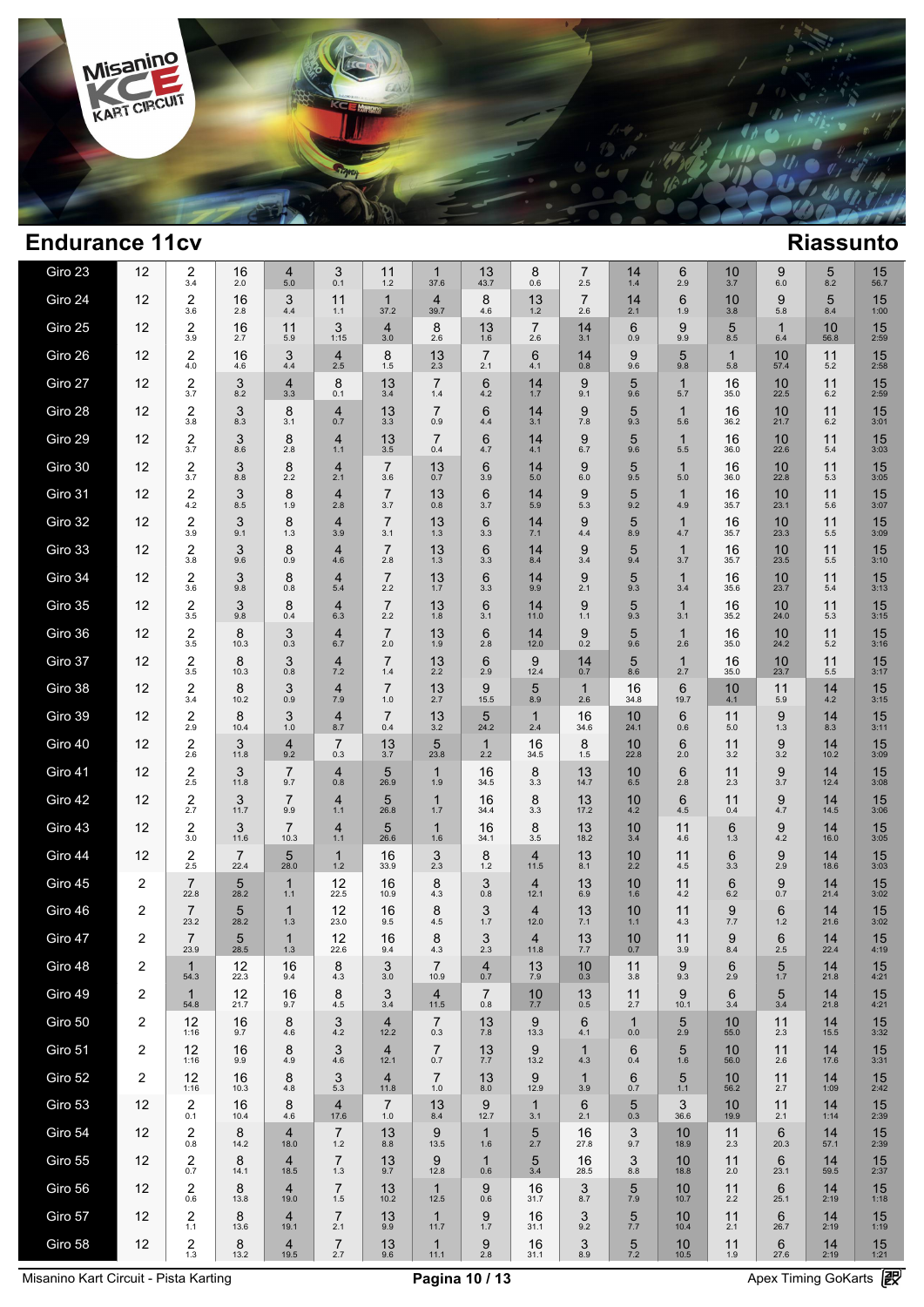## Endurance 11cv

## Riassunto

| Giro | | | | | | | | | | | | | | | | |
|---|---|---|---|---|---|---|---|---|---|---|---|---|---|---|---|---|
| Giro 23 | 12 | 2 3.4 | 16 2.0 | 4 5.0 | 3 0.1 | 11 1.2 | 1 37.6 | 13 43.7 | 8 0.6 | 7 2.5 | 14 1.4 | 6 2.9 | 10 3.7 | 9 6.0 | 5 8.2 | 15 56.7 |
| Giro 24 | 12 | 2 3.6 | 16 2.8 | 3 4.4 | 11 1.1 | 1 37.2 | 4 39.7 | 8 4.6 | 13 1.2 | 7 2.6 | 14 2.1 | 6 1.9 | 10 3.8 | 9 5.8 | 5 8.4 | 15 1:00 |
| Giro 25 | 12 | 2 3.9 | 16 2.7 | 11 5.9 | 3 1:15 | 4 3.0 | 8 2.6 | 13 1.6 | 7 2.6 | 14 3.1 | 6 0.9 | 9 9.9 | 5 8.5 | 1 6.4 | 10 56.8 | 15 2:59 |
| Giro 26 | 12 | 2 4.0 | 16 4.6 | 3 4.4 | 4 2.5 | 8 1.5 | 13 2.3 | 7 2.1 | 6 4.1 | 14 0.8 | 9 9.6 | 5 9.8 | 1 5.8 | 10 57.4 | 11 5.2 | 15 2:58 |
| Giro 27 | 12 | 2 3.7 | 3 8.2 | 4 3.3 | 8 0.1 | 13 3.4 | 7 1.4 | 6 4.2 | 14 1.7 | 9 9.1 | 5 9.6 | 1 5.7 | 16 35.0 | 10 22.5 | 11 6.2 | 15 2:59 |
| Giro 28 | 12 | 2 3.8 | 3 8.3 | 8 3.1 | 4 0.7 | 13 3.3 | 7 0.9 | 6 4.4 | 14 3.1 | 9 7.8 | 5 9.3 | 1 5.6 | 16 36.2 | 10 21.7 | 11 6.2 | 15 3:01 |
| Giro 29 | 12 | 2 3.7 | 3 8.6 | 8 2.8 | 4 1.1 | 13 3.5 | 7 0.4 | 6 4.7 | 14 4.1 | 9 6.7 | 5 9.6 | 1 5.5 | 16 36.0 | 10 22.6 | 11 5.4 | 15 3:03 |
| Giro 30 | 12 | 2 3.7 | 3 8.8 | 8 2.2 | 4 2.1 | 7 3.6 | 13 0.7 | 6 3.9 | 14 5.0 | 9 6.0 | 5 9.5 | 1 5.0 | 16 36.0 | 10 22.8 | 11 5.3 | 15 3:05 |
| Giro 31 | 12 | 2 4.2 | 3 8.5 | 8 1.9 | 4 2.8 | 7 3.7 | 13 0.8 | 6 3.7 | 14 5.9 | 9 5.3 | 5 9.2 | 1 4.9 | 16 35.7 | 10 23.1 | 11 5.6 | 15 3:07 |
| Giro 32 | 12 | 2 3.9 | 3 9.1 | 8 1.3 | 4 3.9 | 7 3.1 | 13 1.3 | 6 3.3 | 14 7.1 | 9 4.4 | 5 8.9 | 1 4.7 | 16 35.7 | 10 23.3 | 11 5.5 | 15 3:09 |
| Giro 33 | 12 | 2 3.8 | 3 9.6 | 8 0.9 | 4 4.6 | 7 2.8 | 13 1.3 | 6 3.3 | 14 8.4 | 9 3.4 | 5 9.4 | 1 3.7 | 16 35.7 | 10 23.5 | 11 5.5 | 15 3:10 |
| Giro 34 | 12 | 2 3.6 | 3 9.8 | 8 0.8 | 4 5.4 | 7 2.2 | 13 1.7 | 6 3.3 | 14 9.9 | 9 2.1 | 5 9.3 | 1 3.4 | 16 35.6 | 10 23.7 | 11 5.4 | 15 3:13 |
| Giro 35 | 12 | 2 3.5 | 3 9.8 | 8 0.4 | 4 6.3 | 7 2.2 | 13 1.8 | 6 3.1 | 14 11.0 | 9 1.1 | 5 9.3 | 1 3.1 | 16 35.2 | 10 24.0 | 11 5.3 | 15 3:15 |
| Giro 36 | 12 | 2 3.5 | 8 10.3 | 3 0.3 | 4 6.7 | 7 2.0 | 13 1.9 | 6 2.8 | 14 12.0 | 9 0.2 | 5 9.6 | 1 2.6 | 16 35.0 | 10 24.2 | 11 5.2 | 15 3:16 |
| Giro 37 | 12 | 2 3.5 | 8 10.3 | 3 0.8 | 4 7.2 | 7 1.4 | 13 2.2 | 6 2.9 | 9 12.4 | 14 0.7 | 5 8.6 | 1 2.7 | 16 35.0 | 10 23.7 | 11 5.5 | 15 3:17 |
| Giro 38 | 12 | 2 3.4 | 8 10.2 | 3 0.9 | 4 7.9 | 7 1.0 | 13 2.7 | 9 15.5 | 5 8.9 | 1 2.6 | 16 34.8 | 6 19.7 | 10 4.1 | 11 5.9 | 14 4.2 | 15 3:15 |
| Giro 39 | 12 | 2 2.9 | 8 10.4 | 3 1.0 | 4 8.7 | 7 0.4 | 13 3.2 | 5 24.2 | 1 2.4 | 16 34.6 | 10 24.1 | 6 0.6 | 11 5.0 | 9 1.3 | 14 8.3 | 15 3:11 |
| Giro 40 | 12 | 2 2.6 | 3 11.8 | 4 9.2 | 7 0.3 | 13 3.7 | 5 23.8 | 1 2.2 | 16 34.5 | 8 1.5 | 10 22.8 | 6 2.0 | 11 3.2 | 9 3.2 | 14 10.2 | 15 3:09 |
| Giro 41 | 12 | 2 2.5 | 3 11.8 | 7 9.7 | 4 0.8 | 5 26.9 | 1 1.9 | 16 34.5 | 8 3.3 | 13 14.7 | 10 6.5 | 6 2.8 | 11 2.3 | 9 3.7 | 14 12.4 | 15 3:08 |
| Giro 42 | 12 | 2 2.7 | 3 11.7 | 7 9.9 | 4 1.1 | 5 26.8 | 1 1.7 | 16 34.4 | 8 3.3 | 13 17.2 | 10 4.2 | 6 4.5 | 11 0.4 | 9 4.7 | 14 14.5 | 15 3:06 |
| Giro 43 | 12 | 2 3.0 | 3 11.6 | 7 10.3 | 4 1.1 | 5 26.6 | 1 1.6 | 16 34.1 | 8 3.5 | 13 18.2 | 10 3.4 | 11 4.6 | 6 1.3 | 9 4.2 | 14 16.0 | 15 3:05 |
| Giro 44 | 12 | 2 2.5 | 7 22.4 | 5 28.0 | 1 1.2 | 16 33.9 | 3 2.3 | 8 1.2 | 4 11.5 | 13 8.1 | 10 2.2 | 11 4.5 | 6 3.3 | 9 2.9 | 14 18.6 | 15 3:03 |
| Giro 45 | 2 | 7 22.8 | 5 28.2 | 1 1.1 | 12 22.5 | 16 10.9 | 8 4.3 | 3 0.8 | 4 12.1 | 13 6.9 | 10 1.6 | 11 4.2 | 6 6.2 | 9 0.7 | 14 21.4 | 15 3:02 |
| Giro 46 | 2 | 7 23.2 | 5 28.2 | 1 1.3 | 12 23.0 | 16 9.5 | 8 4.5 | 3 1.7 | 4 12.0 | 13 7.1 | 10 1.1 | 11 4.3 | 9 7.7 | 6 1.2 | 14 21.6 | 15 3:02 |
| Giro 47 | 2 | 7 23.9 | 5 28.5 | 1 1.3 | 12 22.6 | 16 9.4 | 8 4.3 | 3 2.3 | 4 11.8 | 13 7.7 | 10 0.7 | 11 3.9 | 9 8.4 | 6 2.5 | 14 22.4 | 15 4:19 |
| Giro 48 | 2 | 1 54.3 | 12 22.3 | 16 9.4 | 8 4.3 | 3 3.0 | 7 10.9 | 4 0.7 | 13 7.9 | 10 0.3 | 11 3.8 | 9 9.3 | 6 2.9 | 5 1.7 | 14 21.8 | 15 4:21 |
| Giro 49 | 2 | 1 54.8 | 12 21.7 | 16 9.7 | 8 4.5 | 3 3.4 | 4 11.5 | 7 0.8 | 10 7.7 | 13 0.5 | 11 2.7 | 9 10.1 | 6 3.4 | 5 3.4 | 14 21.8 | 15 4:21 |
| Giro 50 | 2 | 12 1:16 | 16 9.7 | 8 4.6 | 3 4.2 | 4 12.2 | 7 0.3 | 13 7.8 | 9 13.3 | 6 4.1 | 1 0.0 | 5 2.9 | 10 55.0 | 11 2.3 | 14 15.5 | 15 3:32 |
| Giro 51 | 2 | 12 1:16 | 16 9.9 | 8 4.9 | 3 4.6 | 4 12.1 | 7 0.7 | 13 7.7 | 9 13.2 | 1 4.3 | 6 0.4 | 5 1.6 | 10 56.0 | 11 2.6 | 14 17.6 | 15 3:31 |
| Giro 52 | 2 | 12 1:16 | 16 10.3 | 8 4.8 | 3 5.3 | 4 11.8 | 7 1.0 | 13 8.0 | 9 12.9 | 1 3.9 | 6 0.7 | 5 1.1 | 10 56.2 | 11 2.7 | 14 1:09 | 15 2:42 |
| Giro 53 | 12 | 2 0.1 | 16 10.4 | 8 4.6 | 4 17.6 | 7 1.0 | 13 8.4 | 9 12.7 | 1 3.1 | 6 2.1 | 5 0.3 | 3 36.6 | 10 19.9 | 11 2.1 | 14 1:14 | 15 2:39 |
| Giro 54 | 12 | 2 0.8 | 8 14.2 | 4 18.0 | 7 1.2 | 13 8.8 | 9 13.5 | 1 1.6 | 5 2.7 | 16 27.8 | 3 9.7 | 10 18.9 | 11 2.3 | 6 20.3 | 14 57.1 | 15 2:39 |
| Giro 55 | 12 | 2 0.7 | 8 14.1 | 4 18.5 | 7 1.3 | 13 9.7 | 9 12.8 | 1 0.6 | 5 3.4 | 16 28.5 | 3 8.8 | 10 18.8 | 11 2.0 | 6 23.1 | 14 59.5 | 15 2:37 |
| Giro 56 | 12 | 2 0.6 | 8 13.8 | 4 19.0 | 7 1.5 | 13 10.2 | 1 12.5 | 9 0.6 | 16 31.7 | 3 8.7 | 5 7.9 | 10 10.7 | 11 2.2 | 6 25.1 | 14 2:19 | 15 1:18 |
| Giro 57 | 12 | 2 1.1 | 8 13.6 | 4 19.1 | 7 2.1 | 13 9.9 | 1 11.7 | 9 1.7 | 16 31.1 | 3 9.2 | 5 7.7 | 10 10.4 | 11 2.1 | 6 26.7 | 14 2:19 | 15 1:19 |
| Giro 58 | 12 | 2 1.3 | 8 13.2 | 4 19.5 | 7 2.7 | 13 9.6 | 1 11.1 | 9 2.8 | 16 31.1 | 3 8.9 | 5 7.2 | 10 10.5 | 11 1.9 | 6 27.6 | 14 2:19 | 15 1:21 |

Misanino Kart Circuit - Pista Karting — Apex Timing GoKarts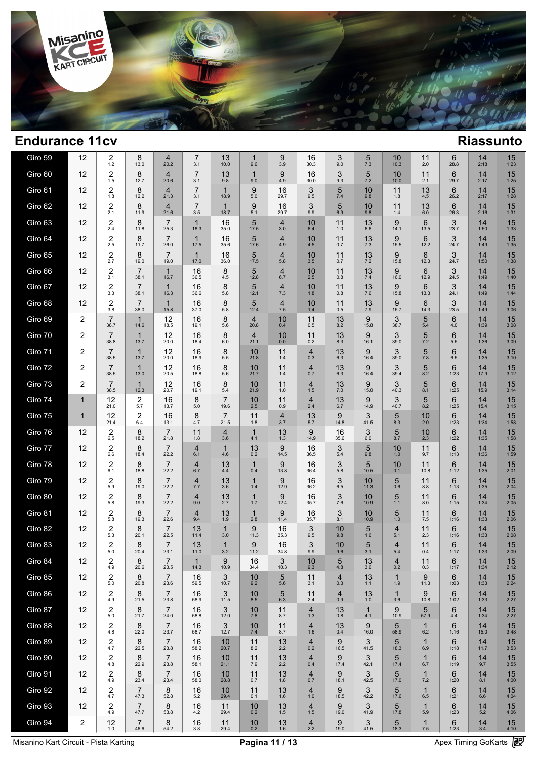## Endurance 11cv

**Riassunto**

| Giro | | | | | | | | | | | | | | | | |
|---|---|---|---|---|---|---|---|---|---|---|---|---|---|---|---|---|
| Giro 59 | 12 | 2 1.2 | 8 13.0 | 4 20.2 | 7 3.1 | 13 10.0 | 1 9.6 | 9 3.9 | 16 30.3 | 3 9.0 | 5 7.3 | 10 10.3 | 11 2.0 | 6 28.8 | 14 2:18 | 15 1:23 |
| Giro 60 | 12 | 2 1.5 | 8 12.7 | 4 20.6 | 7 3.1 | 13 9.8 | 1 9.0 | 9 4.9 | 16 30.0 | 3 9.3 | 5 7.2 | 10 10.0 | 11 2.1 | 6 29.7 | 14 2:17 | 15 1:25 |
| Giro 61 | 12 | 2 1.8 | 8 12.2 | 4 21.3 | 7 3.1 | 1 18.9 | 9 5.0 | 16 29.7 | 3 9.5 | 5 7.4 | 10 9.8 | 11 1.8 | 13 4.5 | 6 26.2 | 14 2:17 | 15 1:28 |
| Giro 62 | 12 | 2 2.1 | 8 11.9 | 4 21.6 | 7 3.5 | 1 18.7 | 9 5.1 | 16 29.7 | 3 9.9 | 5 6.9 | 10 9.8 | 11 1.4 | 13 6.0 | 6 26.3 | 14 2:16 | 15 1:31 |
| Giro 63 | 12 | 2 2.4 | 8 11.8 | 7 25.3 | 1 18.3 | 16 35.0 | 5 17.5 | 4 3.0 | 10 6.4 | 11 1.0 | 13 6.6 | 9 14.1 | 6 13.5 | 3 23.7 | 14 1:50 | 15 1:33 |
| Giro 64 | 12 | 2 2.5 | 8 11.7 | 7 26.0 | 1 17.5 | 16 35.6 | 5 17.6 | 4 4.9 | 10 4.5 | 11 0.7 | 13 7.3 | 9 15.5 | 6 12.2 | 3 24.7 | 14 1:49 | 15 1:35 |
| Giro 65 | 12 | 2 2.7 | 8 19.0 | 7 19.0 | 1 17.0 | 16 36.0 | 5 17.5 | 4 5.8 | 10 3.5 | 11 0.7 | 13 7.2 | 9 15.8 | 6 12.3 | 3 24.7 | 14 1:50 | 15 1:38 |
| Giro 66 | 12 | 2 3.1 | 7 38.1 | 1 16.7 | 16 36.5 | 8 4.5 | 5 12.8 | 4 6.7 | 10 2.5 | 11 0.8 | 13 7.4 | 9 16.0 | 6 12.9 | 3 24.5 | 14 1:49 | 15 1:40 |
| Giro 67 | 12 | 2 3.3 | 7 38.1 | 1 16.3 | 16 36.6 | 8 5.8 | 5 12.1 | 4 7.3 | 10 1.8 | 11 0.8 | 13 7.6 | 9 15.8 | 6 13.3 | 3 24.1 | 14 1:49 | 15 1:44 |
| Giro 68 | 12 | 2 3.8 | 7 38.0 | 1 15.8 | 16 37.0 | 8 5.8 | 5 12.4 | 4 7.5 | 10 1.4 | 11 0.5 | 13 7.9 | 9 15.7 | 6 14.3 | 3 23.5 | 14 1:49 | 15 3:06 |
| Giro 69 | 2 | 7 38.7 | 1 14.6 | 12 18.5 | 16 19.1 | 8 5.6 | 4 20.8 | 10 0.4 | 11 0.5 | 13 8.2 | 9 15.8 | 3 38.7 | 5 5.4 | 6 4.0 | 14 1:39 | 15 3:08 |
| Giro 70 | 2 | 7 38.8 | 1 13.7 | 12 20.0 | 16 18.4 | 8 6.0 | 4 21.1 | 10 0.0 | 11 0.2 | 13 8.3 | 9 16.1 | 3 39.0 | 5 7.2 | 6 5.5 | 14 1:36 | 15 3:09 |
| Giro 71 | 2 | 7 38.5 | 1 13.7 | 12 20.0 | 16 18.9 | 8 5.5 | 10 21.8 | 11 1.4 | 4 0.3 | 13 6.3 | 9 16.4 | 3 39.0 | 5 7.8 | 6 6.5 | 14 1:35 | 15 3:10 |
| Giro 72 | 2 | 7 38.5 | 1 13.0 | 12 20.5 | 16 18.8 | 8 5.6 | 10 21.7 | 11 1.4 | 4 0.7 | 13 6.3 | 9 16.4 | 3 39.4 | 5 8.2 | 6 1:23 | 14 17.9 | 15 3:12 |
| Giro 73 | 2 | 7 38.5 | 1 12.3 | 12 20.7 | 16 19.1 | 8 5.4 | 10 21.9 | 11 1.0 | 4 1.5 | 13 7.0 | 9 15.0 | 3 40.3 | 5 8.1 | 6 1:25 | 14 15.9 | 15 3:14 |
| Giro 74 | 1 | 12 21.0 | 2 5.7 | 16 13.7 | 8 5.0 | 7 19.6 | 10 2.5 | 11 0.9 | 4 2.4 | 13 6.7 | 9 14.9 | 3 40.7 | 5 8.2 | 6 1:25 | 14 15.4 | 15 3:15 |
| Giro 75 | 1 | 12 21.4 | 2 6.4 | 16 13.1 | 8 4.7 | 7 21.5 | 11 1.8 | 4 3.7 | 13 5.7 | 9 14.8 | 3 41.5 | 5 8.3 | 10 2.0 | 6 1:23 | 14 1:34 | 15 1:58 |
| Giro 76 | 12 | 2 6.5 | 8 18.2 | 7 21.8 | 11 1.8 | 4 3.6 | 1 4.1 | 13 1.3 | 9 14.9 | 16 35.6 | 3 6.0 | 5 8.7 | 10 2.3 | 6 1:22 | 14 1:35 | 15 1:58 |
| Giro 77 | 12 | 2 6.6 | 8 18.4 | 7 22.2 | 4 6.1 | 1 4.6 | 13 0.2 | 9 14.5 | 16 36.5 | 3 5.4 | 5 9.8 | 10 1.0 | 11 9.7 | 6 1:13 | 14 1:36 | 15 1:59 |
| Giro 78 | 12 | 2 6.1 | 8 18.8 | 7 22.2 | 4 6.7 | 13 4.4 | 1 0.4 | 9 13.8 | 16 36.4 | 3 5.8 | 5 10.5 | 10 0.1 | 11 10.8 | 6 1:12 | 14 1:35 | 15 2:01 |
| Giro 79 | 12 | 2 5.9 | 8 19.0 | 7 22.2 | 4 7.7 | 13 3.6 | 1 1.4 | 9 12.9 | 16 36.2 | 3 6.5 | 10 11.3 | 5 0.6 | 11 8.8 | 6 1:13 | 14 1:35 | 15 2:04 |
| Giro 80 | 12 | 2 5.8 | 8 19.3 | 7 22.2 | 4 9.0 | 13 2.7 | 1 1.7 | 9 12.4 | 16 35.7 | 3 7.6 | 10 10.9 | 5 1.1 | 11 8.0 | 6 1:15 | 14 1:34 | 15 2:05 |
| Giro 81 | 12 | 2 5.8 | 8 19.3 | 7 22.6 | 4 9.4 | 13 1.9 | 1 2.8 | 9 11.4 | 16 35.7 | 3 8.1 | 10 10.9 | 5 1.0 | 11 7.5 | 6 1:16 | 14 1:33 | 15 2:06 |
| Giro 82 | 12 | 2 5.3 | 8 20.1 | 7 22.5 | 13 11.4 | 1 3.0 | 9 11.3 | 16 35.3 | 3 9.5 | 10 9.8 | 5 1.6 | 4 5.1 | 11 2.3 | 6 1:16 | 14 1:33 | 15 2:08 |
| Giro 83 | 12 | 2 5.0 | 8 20.4 | 7 23.1 | 13 11.0 | 1 3.2 | 9 11.2 | 16 34.8 | 3 9.9 | 10 9.6 | 5 3.1 | 4 5.4 | 11 0.4 | 6 1:17 | 14 1:33 | 15 2:09 |
| Giro 84 | 12 | 2 4.9 | 8 20.6 | 7 23.5 | 1 14.3 | 9 10.9 | 16 34.4 | 3 10.3 | 10 9.3 | 5 4.8 | 13 3.6 | 4 0.2 | 11 0.3 | 6 1:17 | 14 1:34 | 15 2:12 |
| Giro 85 | 12 | 2 5.0 | 8 20.8 | 7 23.6 | 16 59.5 | 3 10.7 | 10 9.2 | 5 5.6 | 11 3.1 | 4 0.3 | 13 1.1 | 1 1.9 | 9 11.3 | 6 1:03 | 14 1:33 | 15 2:24 |
| Giro 86 | 12 | 2 4.9 | 8 21.5 | 7 23.8 | 16 58.9 | 3 11.5 | 10 8.5 | 5 6.3 | 11 2.4 | 4 0.9 | 13 1.0 | 1 3.6 | 9 10.8 | 6 1:02 | 14 1:33 | 15 2:27 |
| Giro 87 | 12 | 2 5.0 | 8 21.7 | 7 24.0 | 16 58.8 | 3 12.0 | 10 7.8 | 11 8.7 | 4 1.3 | 13 0.8 | 1 4.1 | 9 10.9 | 5 57.9 | 6 4.4 | 14 1:34 | 15 2:27 |
| Giro 88 | 12 | 2 4.8 | 8 22.0 | 7 23.7 | 16 58.7 | 3 12.7 | 10 7.4 | 11 8.7 | 4 1.6 | 13 0.4 | 9 16.0 | 5 58.9 | 1 6.2 | 6 1:16 | 14 15.0 | 15 3:48 |
| Giro 89 | 12 | 2 4.7 | 8 22.5 | 7 23.8 | 16 58.2 | 10 20.7 | 11 8.2 | 13 2.2 | 4 0.2 | 9 16.5 | 3 41.5 | 5 18.3 | 1 6.9 | 6 1:18 | 14 11.7 | 15 3:53 |
| Giro 90 | 12 | 2 4.8 | 8 22.9 | 7 23.8 | 16 58.1 | 10 21.1 | 11 7.9 | 13 2.2 | 4 0.4 | 9 17.4 | 3 42.1 | 5 17.4 | 1 6.7 | 6 1:19 | 14 9.7 | 15 3:55 |
| Giro 91 | 12 | 2 4.9 | 8 23.4 | 7 23.4 | 16 58.0 | 10 28.8 | 11 0.7 | 13 1.8 | 4 0.7 | 9 18.1 | 3 42.5 | 5 17.0 | 1 7.2 | 6 1:20 | 14 8.1 | 15 4:00 |
| Giro 92 | 12 | 2 4.7 | 7 47.3 | 8 52.8 | 16 5.2 | 10 29.4 | 11 0.1 | 13 1.6 | 4 1.0 | 9 18.5 | 3 42.2 | 5 17.6 | 1 6.5 | 6 1:21 | 14 6.6 | 15 4:04 |
| Giro 93 | 12 | 2 4.9 | 7 47.7 | 8 53.8 | 16 4.2 | 11 29.4 | 10 0.2 | 13 1.5 | 4 1.5 | 9 19.0 | 3 41.9 | 5 17.8 | 1 5.9 | 6 1:23 | 14 5.2 | 15 4:06 |
| Giro 94 | 2 | 12 1.0 | 7 46.6 | 8 54.2 | 16 3.8 | 11 29.4 | 10 0.2 | 13 1.6 | 4 2.2 | 9 19.0 | 3 41.5 | 5 18.3 | 1 7.5 | 6 1:23 | 14 3.4 | 15 4:10 |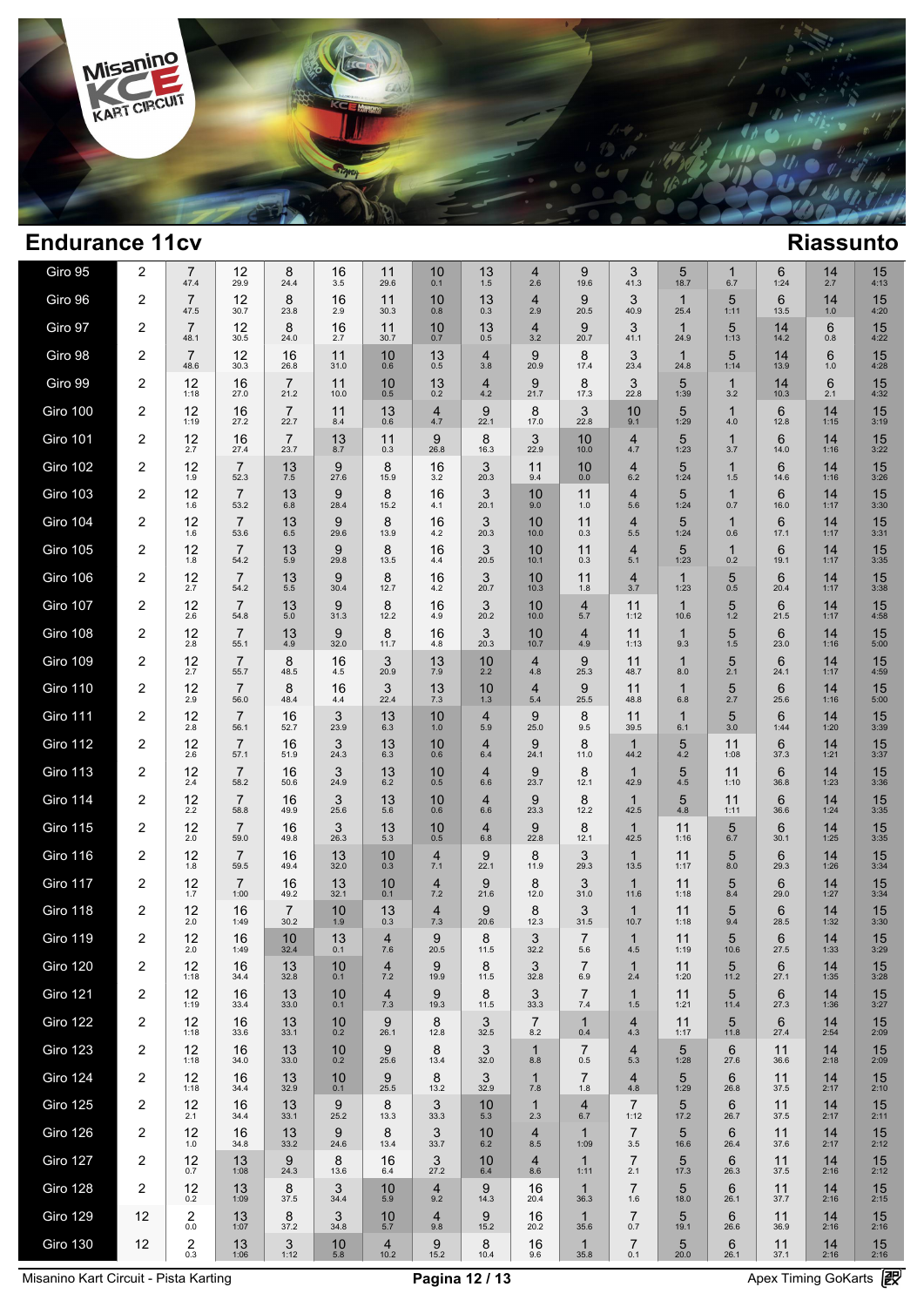## Endurance 11cv

## Riassunto

| Giro | | | | | | | | | | | | | | | | |
|---|---|---|---|---|---|---|---|---|---|---|---|---|---|---|---|---|
| Giro 95 | 2 | 7 47.4 | 12 29.9 | 8 24.4 | 16 3.5 | 11 29.6 | 10 0.1 | 13 1.5 | 4 2.6 | 9 19.6 | 3 41.3 | 5 18.7 | 1 6.7 | 6 1:24 | 14 2.7 | 15 4:13 |
| Giro 96 | 2 | 7 47.5 | 12 30.7 | 8 23.8 | 16 2.9 | 11 30.3 | 10 0.8 | 13 0.3 | 4 2.9 | 9 20.5 | 3 40.9 | 1 25.4 | 5 1:11 | 6 13.5 | 14 1.0 | 15 4:20 |
| Giro 97 | 2 | 7 48.1 | 12 30.5 | 8 24.0 | 16 2.7 | 11 30.7 | 10 0.7 | 13 0.5 | 4 3.2 | 9 20.7 | 3 41.1 | 1 24.9 | 5 1:13 | 14 14.2 | 6 0.8 | 15 4:22 |
| Giro 98 | 2 | 7 48.6 | 12 30.3 | 16 26.8 | 11 31.0 | 10 0.6 | 13 0.5 | 4 3.8 | 9 20.9 | 8 17.4 | 3 23.4 | 1 24.8 | 5 1:14 | 14 13.9 | 6 1.0 | 15 4:28 |
| Giro 99 | 2 | 12 1:18 | 16 27.0 | 7 21.2 | 11 10.0 | 10 0.5 | 13 0.2 | 4 4.2 | 9 21.7 | 8 17.3 | 3 22.8 | 5 1:39 | 1 3.2 | 14 10.3 | 6 2.1 | 15 4:32 |
| Giro 100 | 2 | 12 1:19 | 16 27.2 | 7 22.7 | 11 8.4 | 13 0.6 | 4 4.7 | 9 22.1 | 8 17.0 | 3 22.8 | 10 9.1 | 5 1:29 | 1 4.0 | 6 12.8 | 14 1:15 | 15 3:19 |
| Giro 101 | 2 | 12 2.7 | 16 27.4 | 7 23.7 | 13 8.7 | 11 0.3 | 9 26.8 | 8 16.3 | 3 22.9 | 10 10.0 | 4 4.7 | 5 1:23 | 1 3.7 | 6 14.0 | 14 1:16 | 15 3:22 |
| Giro 102 | 2 | 12 1.9 | 7 52.3 | 13 7.5 | 9 27.6 | 8 15.9 | 16 3.2 | 3 20.3 | 11 9.4 | 10 0.0 | 4 6.2 | 5 1:24 | 1 1.5 | 6 14.6 | 14 1:16 | 15 3:26 |
| Giro 103 | 2 | 12 1.6 | 7 53.2 | 13 6.8 | 9 28.4 | 8 15.2 | 16 4.1 | 3 20.1 | 10 9.0 | 11 1.0 | 4 5.6 | 5 1:24 | 1 0.7 | 6 16.0 | 14 1:17 | 15 3:30 |
| Giro 104 | 2 | 12 1.6 | 7 53.6 | 13 6.5 | 9 29.6 | 8 13.9 | 16 4.2 | 3 20.3 | 10 10.0 | 11 0.3 | 4 5.5 | 5 1:24 | 1 0.6 | 6 17.1 | 14 1:17 | 15 3:31 |
| Giro 105 | 2 | 12 1.8 | 7 54.2 | 13 5.9 | 9 29.8 | 8 13.5 | 16 4.4 | 3 20.5 | 10 10.1 | 11 0.3 | 4 5.1 | 5 1:23 | 1 0.2 | 6 19.1 | 14 1:17 | 15 3:35 |
| Giro 106 | 2 | 12 2.7 | 7 54.2 | 13 5.5 | 9 30.4 | 8 12.7 | 16 4.2 | 3 20.7 | 10 10.3 | 11 1.8 | 4 3.7 | 1 1:23 | 5 0.5 | 6 20.4 | 14 1:17 | 15 3:38 |
| Giro 107 | 2 | 12 2.6 | 7 54.8 | 13 5.0 | 9 31.3 | 8 12.2 | 16 4.9 | 3 20.2 | 10 10.0 | 4 5.7 | 11 1:12 | 1 10.6 | 5 1.2 | 6 21.5 | 14 1:17 | 15 4:58 |
| Giro 108 | 2 | 12 2.8 | 7 55.1 | 13 4.9 | 9 32.0 | 8 11.7 | 16 4.8 | 3 20.3 | 10 10.7 | 4 4.9 | 11 1:13 | 1 9.3 | 5 1.5 | 6 23.0 | 14 1:16 | 15 5:00 |
| Giro 109 | 2 | 12 2.7 | 7 55.7 | 8 48.5 | 16 4.5 | 3 20.9 | 13 7.9 | 10 2.2 | 4 4.8 | 9 25.3 | 11 48.7 | 1 8.0 | 5 2.1 | 6 24.1 | 14 1:17 | 15 4:59 |
| Giro 110 | 2 | 12 2.9 | 7 56.0 | 8 48.4 | 16 4.4 | 3 22.4 | 13 7.3 | 10 1.3 | 4 5.4 | 9 25.5 | 11 48.8 | 1 6.8 | 5 2.7 | 6 25.6 | 14 1:16 | 15 5:00 |
| Giro 111 | 2 | 12 2.8 | 7 56.1 | 16 52.7 | 3 23.9 | 13 6.3 | 10 1.0 | 4 5.9 | 9 25.0 | 8 9.5 | 11 39.5 | 1 6.1 | 5 3.0 | 6 1:44 | 14 1:20 | 15 3:39 |
| Giro 112 | 2 | 12 2.6 | 7 57.1 | 16 51.9 | 3 24.3 | 13 6.3 | 10 0.6 | 4 6.4 | 9 24.1 | 8 11.0 | 1 44.2 | 5 4.2 | 11 1:08 | 6 37.3 | 14 1:21 | 15 3:37 |
| Giro 113 | 2 | 12 2.4 | 7 58.2 | 16 50.6 | 3 24.9 | 13 6.2 | 10 0.5 | 4 6.6 | 9 23.7 | 8 12.1 | 1 42.9 | 5 4.5 | 11 1:10 | 6 36.8 | 14 1:23 | 15 3:36 |
| Giro 114 | 2 | 12 2.2 | 7 58.8 | 16 49.9 | 3 25.6 | 13 5.6 | 10 0.6 | 4 6.6 | 9 23.3 | 8 12.2 | 1 42.5 | 5 4.8 | 11 1:11 | 6 36.6 | 14 1:24 | 15 3:35 |
| Giro 115 | 2 | 12 2.0 | 7 59.0 | 16 49.8 | 3 26.3 | 13 5.3 | 10 0.5 | 4 6.8 | 9 22.8 | 8 12.1 | 1 42.5 | 11 1:16 | 5 6.7 | 6 30.1 | 14 1:25 | 15 3:35 |
| Giro 116 | 2 | 12 1.8 | 7 59.5 | 16 49.4 | 13 32.0 | 10 0.3 | 4 7.1 | 9 22.1 | 8 11.9 | 3 29.3 | 1 13.5 | 11 1:17 | 5 8.0 | 6 29.3 | 14 1:26 | 15 3:34 |
| Giro 117 | 2 | 12 1.7 | 7 1:00 | 16 49.2 | 13 32.1 | 10 0.1 | 4 7.2 | 9 21.6 | 8 12.0 | 3 31.0 | 1 11.6 | 11 1:18 | 5 8.4 | 6 29.0 | 14 1:27 | 15 3:34 |
| Giro 118 | 2 | 12 2.0 | 16 1:49 | 7 30.2 | 10 1.9 | 13 0.3 | 4 7.3 | 9 20.6 | 8 12.3 | 3 31.5 | 1 10.7 | 11 1:18 | 5 9.4 | 6 28.5 | 14 1:32 | 15 3:30 |
| Giro 119 | 2 | 12 2.0 | 16 1:49 | 10 32.4 | 13 0.1 | 4 7.6 | 9 20.5 | 8 11.5 | 3 32.2 | 7 5.6 | 1 4.5 | 11 1:19 | 5 10.6 | 6 27.5 | 14 1:33 | 15 3:29 |
| Giro 120 | 2 | 12 1:18 | 16 34.4 | 13 32.8 | 10 0.1 | 4 7.2 | 9 19.9 | 8 11.5 | 3 32.8 | 7 6.9 | 1 2.4 | 11 1:20 | 5 11.2 | 6 27.1 | 14 1:35 | 15 3:28 |
| Giro 121 | 2 | 12 1:19 | 16 33.4 | 13 33.0 | 10 0.1 | 4 7.3 | 9 19.3 | 8 11.5 | 3 33.3 | 7 7.4 | 1 1.5 | 11 1:21 | 5 11.4 | 6 27.3 | 14 1:36 | 15 3:27 |
| Giro 122 | 2 | 12 1:18 | 16 33.6 | 13 33.1 | 10 0.2 | 9 26.1 | 8 12.8 | 3 32.5 | 7 8.2 | 1 0.4 | 4 4.3 | 11 1:17 | 5 11.8 | 6 27.4 | 14 2:54 | 15 2:09 |
| Giro 123 | 2 | 12 1:18 | 16 34.0 | 13 33.0 | 10 0.2 | 9 25.6 | 8 13.4 | 3 32.0 | 1 8.8 | 7 0.5 | 4 5.3 | 5 1:28 | 6 27.6 | 11 36.6 | 14 2:18 | 15 2:09 |
| Giro 124 | 2 | 12 1:18 | 16 34.4 | 13 32.9 | 10 0.1 | 9 25.5 | 8 13.2 | 3 32.9 | 1 7.8 | 7 1.8 | 4 4.8 | 5 1:29 | 6 26.8 | 11 37.5 | 14 2:17 | 15 2:10 |
| Giro 125 | 2 | 12 2.1 | 16 34.4 | 13 33.1 | 9 25.2 | 8 13.3 | 3 33.3 | 10 5.3 | 1 2.3 | 4 6.7 | 7 1:12 | 5 17.2 | 6 26.7 | 11 37.5 | 14 2:17 | 15 2:11 |
| Giro 126 | 2 | 12 1.0 | 16 34.8 | 13 33.2 | 9 24.6 | 8 13.4 | 3 33.7 | 10 6.2 | 4 8.5 | 1 1:09 | 7 3.5 | 5 16.6 | 6 26.4 | 11 37.6 | 14 2:17 | 15 2:12 |
| Giro 127 | 2 | 12 0.7 | 13 1:08 | 9 24.3 | 8 13.6 | 16 6.4 | 3 27.2 | 10 6.4 | 4 8.6 | 1 1:11 | 7 2.1 | 5 17.3 | 6 26.3 | 11 37.5 | 14 2:16 | 15 2:12 |
| Giro 128 | 2 | 12 0.2 | 13 1:09 | 8 37.5 | 3 34.4 | 10 5.9 | 4 9.2 | 9 14.3 | 16 20.4 | 1 36.3 | 7 1.6 | 5 18.0 | 6 26.1 | 11 37.7 | 14 2:16 | 15 2:15 |
| Giro 129 | 12 | 2 0.0 | 13 1:07 | 8 37.2 | 3 34.8 | 10 5.7 | 4 9.8 | 9 15.2 | 16 20.2 | 1 35.6 | 7 0.7 | 5 19.1 | 6 26.6 | 11 36.9 | 14 2:16 | 15 2:16 |
| Giro 130 | 12 | 2 0.3 | 13 1:06 | 3 1:12 | 10 5.8 | 4 10.2 | 9 15.2 | 8 10.4 | 16 9.6 | 1 35.8 | 7 0.1 | 5 20.0 | 6 26.1 | 11 37.1 | 14 2:16 | 15 2:16 |

Misanino Kart Circuit - Pista Karting

Apex Timing GoKarts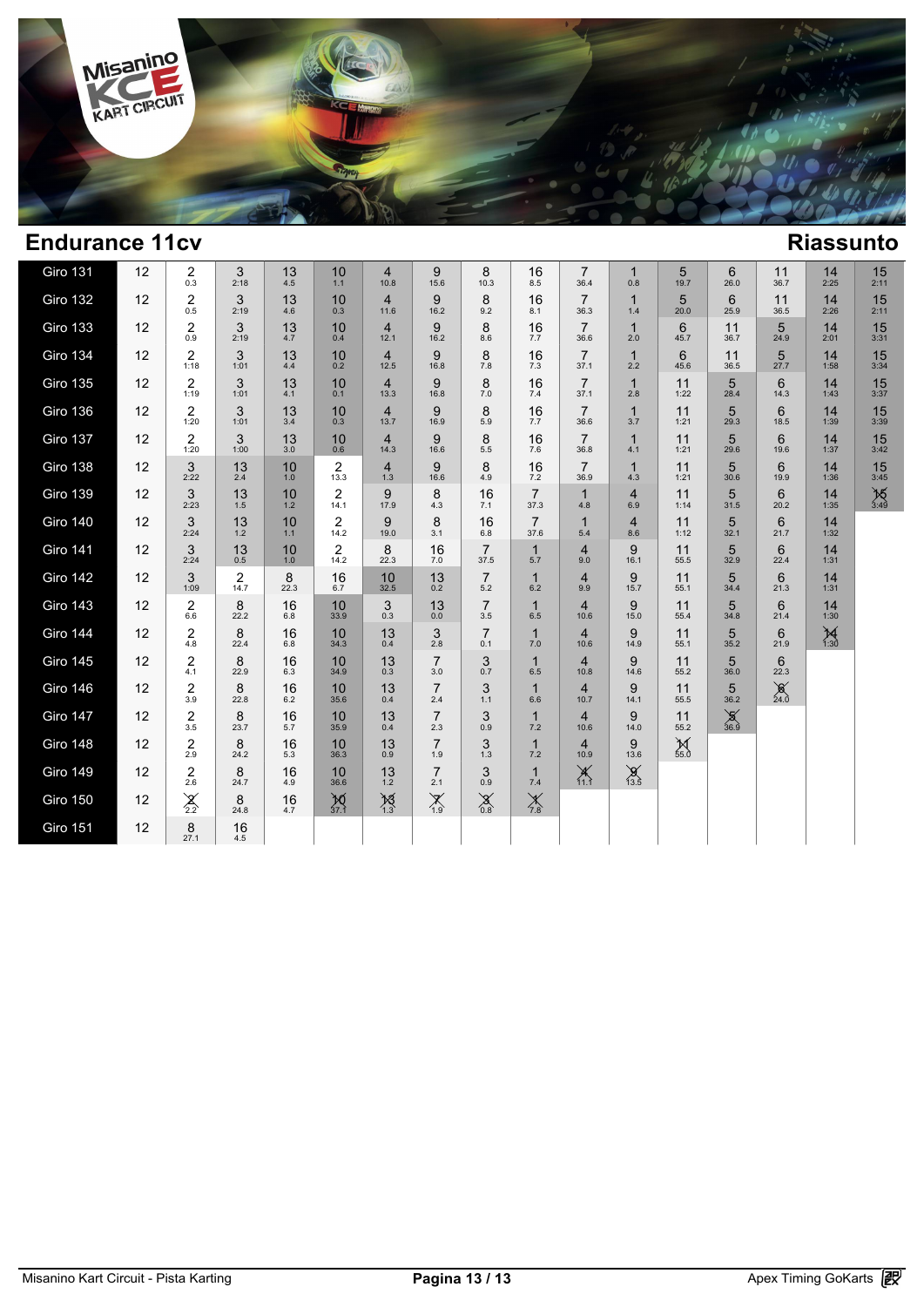## Endurance 11cv

## Riassunto

| | | | | | | | | | | | | | | | | | |
|---|---|---|---|---|---|---|---|---|---|---|---|---|---|---|---|---|---|
| Giro 131 | 12 | 2 0.3 | 3 2:18 | 13 4.5 | 10 1.1 | 4 10.8 | 9 15.6 | 8 10.3 | 16 8.5 | 7 36.4 | 1 0.8 | 5 19.7 | 6 26.0 | 11 36.7 | 14 2:25 | 15 2:11 |
| Giro 132 | 12 | 2 0.5 | 3 2:19 | 13 4.6 | 10 0.3 | 4 11.6 | 9 16.2 | 8 9.2 | 16 8.1 | 7 36.3 | 1 1.4 | 5 20.0 | 6 25.9 | 11 36.5 | 14 2:26 | 15 2:11 |
| Giro 133 | 12 | 2 0.9 | 3 2:19 | 13 4.7 | 10 0.4 | 4 12.1 | 9 16.2 | 8 8.6 | 16 7.7 | 7 36.6 | 1 2.0 | 6 45.7 | 11 36.7 | 5 24.9 | 14 2:01 | 15 3:31 |
| Giro 134 | 12 | 2 1:18 | 3 1:01 | 13 4.4 | 10 0.2 | 4 12.5 | 9 16.8 | 8 7.8 | 16 7.3 | 7 37.1 | 1 2.2 | 6 45.6 | 11 36.5 | 5 27.7 | 14 1:58 | 15 3:34 |
| Giro 135 | 12 | 2 1:19 | 3 1:01 | 13 4.1 | 10 0.1 | 4 13.3 | 9 16.8 | 8 7.0 | 16 7.4 | 7 37.1 | 1 2.8 | 11 1:22 | 5 28.4 | 6 14.3 | 14 1:43 | 15 3:37 |
| Giro 136 | 12 | 2 1:20 | 3 1:01 | 13 3.4 | 10 0.3 | 4 13.7 | 9 16.9 | 8 5.9 | 16 7.7 | 7 36.6 | 1 3.7 | 11 1:21 | 5 29.3 | 6 18.5 | 14 1:39 | 15 3:39 |
| Giro 137 | 12 | 2 1:20 | 3 1:00 | 13 3.0 | 10 0.6 | 4 14.3 | 9 16.6 | 8 5.5 | 16 7.6 | 7 36.8 | 1 4.1 | 11 1:21 | 5 29.6 | 6 19.6 | 14 1:37 | 15 3:42 |
| Giro 138 | 12 | 3 2:22 | 13 2.4 | 10 1.0 | 2 13.3 | 4 1.3 | 9 16.6 | 8 4.9 | 16 7.2 | 7 36.9 | 1 4.3 | 11 1:21 | 5 30.6 | 6 19.9 | 14 1:36 | 15 3:45 |
| Giro 139 | 12 | 3 2:23 | 13 1.5 | 10 1.2 | 2 14.1 | 9 17.9 | 8 4.3 | 16 7.1 | 7 37.3 | 1 4.8 | 4 6.9 | 11 1:14 | 5 31.5 | 6 20.2 | 14 1:35 | 15 3:49 |
| Giro 140 | 12 | 3 2:24 | 13 1.2 | 10 1.1 | 2 14.2 | 9 19.0 | 8 3.1 | 16 6.8 | 7 37.6 | 1 5.4 | 4 8.6 | 11 1:12 | 5 32.1 | 6 21.7 | 14 1:32 | |
| Giro 141 | 12 | 3 2:24 | 13 0.5 | 10 1.0 | 2 14.2 | 8 22.3 | 16 7.0 | 7 37.5 | 1 5.7 | 4 9.0 | 9 16.1 | 11 55.5 | 5 32.9 | 6 22.4 | 14 1:31 | |
| Giro 142 | 12 | 3 1:09 | 2 14.7 | 8 22.3 | 16 6.7 | 10 32.5 | 13 0.2 | 7 5.2 | 1 6.2 | 4 9.9 | 9 15.7 | 11 55.1 | 5 34.4 | 6 21.3 | 14 1:31 | |
| Giro 143 | 12 | 2 6.6 | 8 22.2 | 16 6.8 | 10 33.9 | 3 0.3 | 13 0.0 | 7 3.5 | 1 6.5 | 4 10.6 | 9 15.0 | 11 55.4 | 5 34.8 | 6 21.4 | 14 1:30 | |
| Giro 144 | 12 | 2 4.8 | 8 22.4 | 16 6.8 | 10 34.3 | 13 0.4 | 3 2.8 | 7 0.1 | 1 7.0 | 4 10.6 | 9 14.9 | 11 55.1 | 5 35.2 | 6 21.9 | 14 1:30 | |
| Giro 145 | 12 | 2 4.1 | 8 22.9 | 16 6.3 | 10 34.9 | 13 0.3 | 7 3.0 | 3 0.7 | 1 6.5 | 4 10.8 | 9 14.6 | 11 55.2 | 5 36.0 | 6 22.3 | | |
| Giro 146 | 12 | 2 3.9 | 8 22.8 | 16 6.2 | 10 35.6 | 13 0.4 | 7 2.4 | 3 1.1 | 1 6.6 | 4 10.7 | 9 14.1 | 11 55.5 | 5 36.2 | 6 24.0 | | |
| Giro 147 | 12 | 2 3.5 | 8 23.7 | 16 5.7 | 10 35.9 | 13 0.4 | 7 2.3 | 3 0.9 | 1 7.2 | 4 10.6 | 9 14.0 | 11 55.2 | 5 36.9 | | | |
| Giro 148 | 12 | 2 2.9 | 8 24.2 | 16 5.3 | 10 36.3 | 13 0.9 | 7 1.9 | 3 1.3 | 1 7.2 | 4 10.9 | 9 13.6 | 11 55.0 | | | | |
| Giro 149 | 12 | 2 2.6 | 8 24.7 | 16 4.9 | 10 36.6 | 13 1.2 | 7 2.1 | 3 0.9 | 1 7.4 | 4 11.1 | 9 13.5 | | | | | |
| Giro 150 | 12 | 2 2.2 | 8 24.8 | 16 4.7 | 10 37.1 | 13 1.3 | 7 1.9 | 3 0.8 | 1 7.8 | | | | | | | |
| Giro 151 | 12 | 8 27.1 | 16 4.5 | | | | | | | | | | | | | |